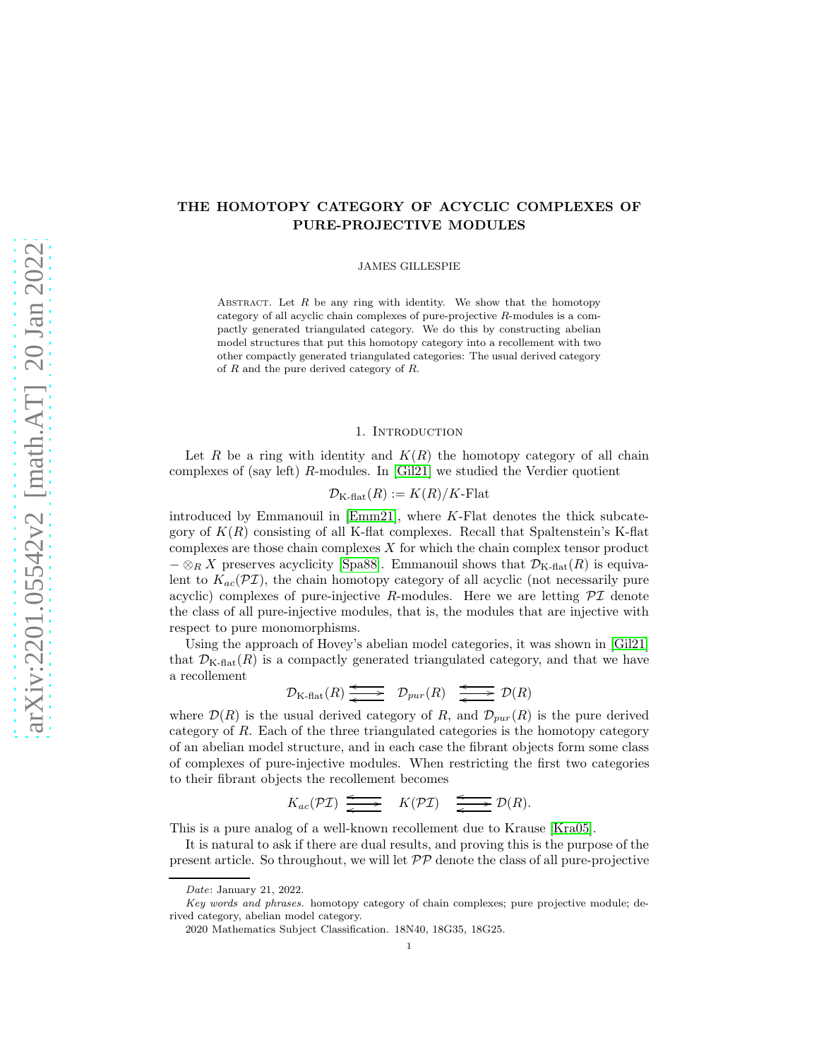# THE HOMOTOPY CATEGORY OF ACYCLIC COMPLEXES OF PURE-PROJECTIVE MODULES

JAMES GILLESPIE

Abstract. Let $R$ be any ring with identity. We show that the homotopy category of all acyclic chain complexes of pure-projective $R$-modules is a compactly generated triangulated category. We do this by constructing abelian model structures that put this homotopy category into a recollement with two other compactly generated triangulated categories: The usual derived category of $R$ and the pure derived category of $R$.

## 1. Introduction

Let $R$ be a ring with identity and $K(R)$ the homotopy category of all chain complexes of (say left) $R$-modules. In [Gil21] we studied the Verdier quotient

$$\mathcal{D}_{\text{K-flat}}(R) := K(R)/K\text{-Flat}$$

introduced by Emmanouil in [Emm21], where $K$-Flat denotes the thick subcategory of $K(R)$ consisting of all K-flat complexes. Recall that Spaltenstein's K-flat complexes are those chain complexes $X$ for which the chain complex tensor product $-\otimes_R X$ preserves acyclicity [Spa88]. Emmanouil shows that $\mathcal{D}_{\text{K-flat}}(R)$ is equivalent to $K_{ac}(\mathcal{PI})$, the chain homotopy category of all acyclic (not necessarily pure acyclic) complexes of pure-injective $R$-modules. Here we are letting $\mathcal{PI}$ denote the class of all pure-injective modules, that is, the modules that are injective with respect to pure monomorphisms.

Using the approach of Hovey's abelian model categories, it was shown in [Gil21] that $\mathcal{D}_{\text{K-flat}}(R)$ is a compactly generated triangulated category, and that we have a recollement

$$\mathcal{D}_{\text{K-flat}}(R) \leftrightarrows \mathcal{D}_{pur}(R) \leftrightarrows \mathcal{D}(R)$$

where $\mathcal{D}(R)$ is the usual derived category of $R$, and $\mathcal{D}_{pur}(R)$ is the pure derived category of $R$. Each of the three triangulated categories is the homotopy category of an abelian model structure, and in each case the fibrant objects form some class of complexes of pure-injective modules. When restricting the first two categories to their fibrant objects the recollement becomes

$$K_{ac}(\mathcal{PI}) \leftrightarrows K(\mathcal{PI}) \leftrightarrows \mathcal{D}(R).$$

This is a pure analog of a well-known recollement due to Krause [Kra05].

It is natural to ask if there are dual results, and proving this is the purpose of the present article. So throughout, we will let $\mathcal{PP}$ denote the class of all pure-projective

*Date*: January 21, 2022.

*Key words and phrases.* homotopy category of chain complexes; pure projective module; derived category, abelian model category.

2020 Mathematics Subject Classification. 18N40, 18G35, 18G25.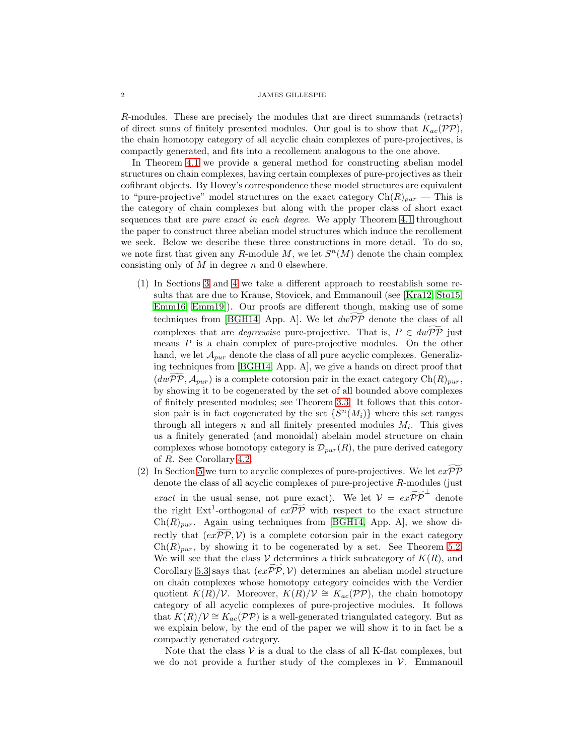$R$-modules. These are precisely the modules that are direct summands (retracts) of direct sums of finitely presented modules. Our goal is to show that $K_{ac}(\mathcal{PP})$, the chain homotopy category of all acyclic chain complexes of pure-projectives, is compactly generated, and fits into a recollement analogous to the one above.

In Theorem 4.1 we provide a general method for constructing abelian model structures on chain complexes, having certain complexes of pure-projectives as their cofibrant objects. By Hovey's correspondence these model structures are equivalent to "pure-projective" model structures on the exact category $\mathrm{Ch}(R)_{pur}$ — This is the category of chain complexes but along with the proper class of short exact sequences that are *pure exact in each degree*. We apply Theorem 4.1 throughout the paper to construct three abelian model structures which induce the recollement we seek. Below we describe these three constructions in more detail. To do so, we note first that given any $R$-module $M$, we let $S^n(M)$ denote the chain complex consisting only of $M$ in degree $n$ and 0 elsewhere.

1. In Sections 3 and 4 we take a different approach to reestablish some results that are due to Krause, Stovicek, and Emmanouil (see [Kra12, Sto15, Emm16, Emm19]). Our proofs are different though, making use of some techniques from [BGH14, App. A]. We let $dw\widetilde{\mathcal{PP}}$ denote the class of all complexes that are *degreewise* pure-projective. That is, $P \in dw\widetilde{\mathcal{PP}}$ just means $P$ is a chain complex of pure-projective modules. On the other hand, we let $\mathcal{A}_{pur}$ denote the class of all pure acyclic complexes. Generalizing techniques from [BGH14, App. A], we give a hands on direct proof that $(dw\widetilde{\mathcal{PP}}, \mathcal{A}_{pur})$ is a complete cotorsion pair in the exact category $\mathrm{Ch}(R)_{pur}$, by showing it to be cogenerated by the set of all bounded above complexes of finitely presented modules; see Theorem 3.3. It follows that this cotorsion pair is in fact cogenerated by the set $\{S^n(M_i)\}$ where this set ranges through all integers $n$ and all finitely presented modules $M_i$. This gives us a finitely generated (and monoidal) abelain model structure on chain complexes whose homotopy category is $\mathcal{D}_{pur}(R)$, the pure derived category of $R$. See Corollary 4.2.
2. In Section 5 we turn to acyclic complexes of pure-projectives. We let $ex\widetilde{\mathcal{PP}}$ denote the class of all acyclic complexes of pure-projective $R$-modules (just *exact* in the usual sense, not pure exact). We let $\mathcal{V} = ex\widetilde{\mathcal{PP}}^{\perp}$ denote the right $\mathrm{Ext}^1$-orthogonal of $ex\widetilde{\mathcal{PP}}$ with respect to the exact structure $\mathrm{Ch}(R)_{pur}$. Again using techniques from [BGH14, App. A], we show directly that $(ex\widetilde{\mathcal{PP}}, \mathcal{V})$ is a complete cotorsion pair in the exact category $\mathrm{Ch}(R)_{pur}$, by showing it to be cogenerated by a set. See Theorem 5.2. We will see that the class $\mathcal{V}$ determines a thick subcategory of $K(R)$, and Corollary 5.3 says that $(ex\widetilde{\mathcal{PP}}, \mathcal{V})$ determines an abelian model structure on chain complexes whose homotopy category coincides with the Verdier quotient $K(R)/\mathcal{V}$. Moreover, $K(R)/\mathcal{V} \cong K_{ac}(\mathcal{PP})$, the chain homotopy category of all acyclic complexes of pure-projective modules. It follows that $K(R)/\mathcal{V} \cong K_{ac}(\mathcal{PP})$ is a well-generated triangulated category. But as we explain below, by the end of the paper we will show it to in fact be a compactly generated category.

   Note that the class $\mathcal{V}$ is a dual to the class of all K-flat complexes, but we do not provide a further study of the complexes in $\mathcal{V}$. Emmanouil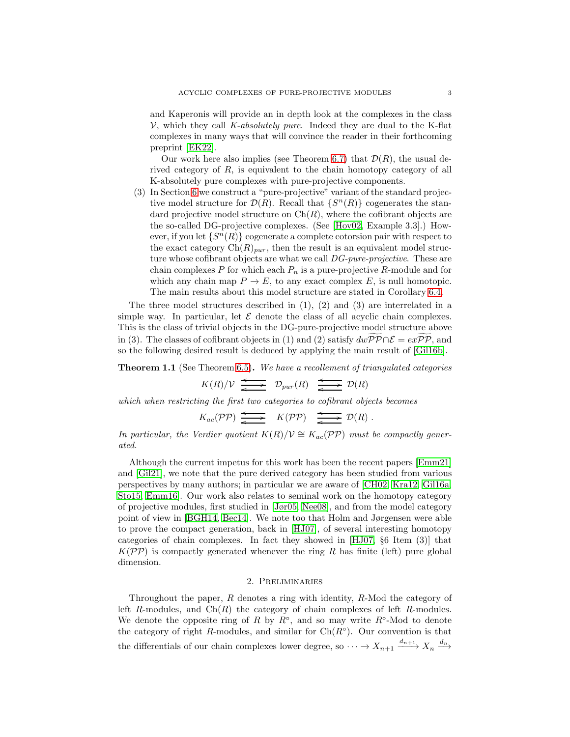and Kaperonis will provide an in depth look at the complexes in the class $\mathcal{V}$, which they call *K-absolutely pure*. Indeed they are dual to the K-flat complexes in many ways that will convince the reader in their forthcoming preprint [EK22].

Our work here also implies (see Theorem 6.7) that $\mathcal{D}(R)$, the usual derived category of $R$, is equivalent to the chain homotopy category of all K-absolutely pure complexes with pure-projective components.

(3) In Section 6 we construct a "pure-projective" variant of the standard projective model structure for $\mathcal{D}(R)$. Recall that $\{S^n(R)\}$ cogenerates the standard projective model structure on $\mathrm{Ch}(R)$, where the cofibrant objects are the so-called DG-projective complexes. (See [Hov02, Example 3.3].) However, if you let $\{S^n(R)\}$ cogenerate a complete cotorsion pair with respect to the exact category $\mathrm{Ch}(R)_{pur}$, then the result is an equivalent model structure whose cofibrant objects are what we call *DG-pure-projective*. These are chain complexes $P$ for which each $P_n$ is a pure-projective $R$-module and for which any chain map $P \to E$, to any exact complex $E$, is null homotopic. The main results about this model structure are stated in Corollary 6.4.

The three model structures described in (1), (2) and (3) are interrelated in a simple way. In particular, let $\mathcal{E}$ denote the class of all acyclic chain complexes. This is the class of trivial objects in the DG-pure-projective model structure above in (3). The classes of cofibrant objects in (1) and (2) satisfy $dw\widetilde{\mathcal{PP}} \cap \mathcal{E} = ex\widetilde{\mathcal{PP}}$, and so the following desired result is deduced by applying the main result of [Gil16b].

**Theorem 1.1** (See Theorem 6.5)**.** *We have a recollement of triangulated categories*

$$K(R)/\mathcal{V} \;\overset{\longleftarrow}{\underset{\longleftarrow}{\longrightarrow}}\; \mathcal{D}_{pur}(R) \;\overset{\longleftarrow}{\underset{\longleftarrow}{\longrightarrow}}\; \mathcal{D}(R)$$

*which when restricting the first two categories to cofibrant objects becomes*

$$K_{ac}(\mathcal{PP}) \;\overset{\longleftarrow}{\underset{\longleftarrow}{\longrightarrow}}\; K(\mathcal{PP}) \;\overset{\longleftarrow}{\underset{\longleftarrow}{\longrightarrow}}\; \mathcal{D}(R)\ .$$

*In particular, the Verdier quotient $K(R)/\mathcal{V} \cong K_{ac}(\mathcal{PP})$ must be compactly generated.*

Although the current impetus for this work has been the recent papers [Emm21] and [Gil21], we note that the pure derived category has been studied from various perspectives by many authors; in particular we are aware of [CH02, Kra12, Gil16a, Sto15, Emm16]. Our work also relates to seminal work on the homotopy category of projective modules, first studied in [Jør05, Nee08], and from the model category point of view in [BGH14, Bec14]. We note too that Holm and Jørgensen were able to prove the compact generation, back in [HJ07], of several interesting homotopy categories of chain complexes. In fact they showed in [HJ07, §6 Item (3)] that $K(\mathcal{PP})$ is compactly generated whenever the ring $R$ has finite (left) pure global dimension.

## 2. Preliminaries

Throughout the paper, $R$ denotes a ring with identity, $R$-Mod the category of left $R$-modules, and $\mathrm{Ch}(R)$ the category of chain complexes of left $R$-modules. We denote the opposite ring of $R$ by $R^\circ$, and so may write $R^\circ$-Mod to denote the category of right $R$-modules, and similar for $\mathrm{Ch}(R^\circ)$. Our convention is that the differentials of our chain complexes lower degree, so $\cdots \to X_{n+1} \xrightarrow{d_{n+1}} X_n \xrightarrow{d_n}$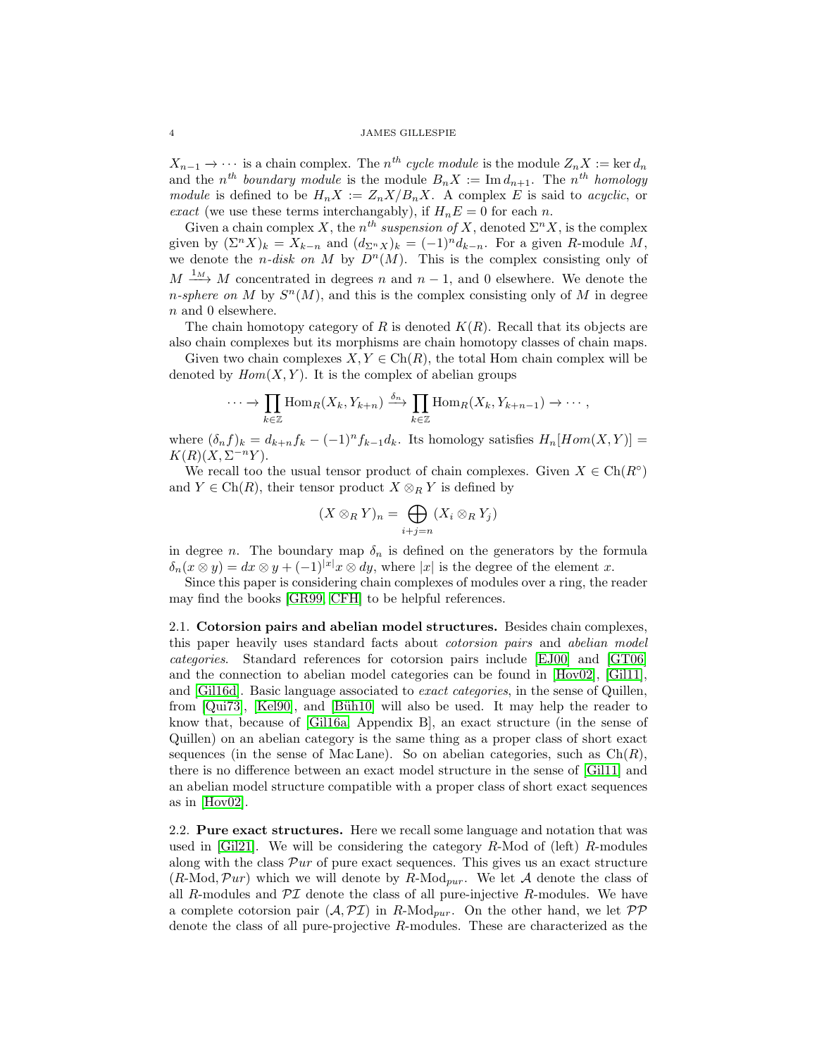$X_{n-1} \to \cdots$ is a chain complex. The $n^{th}$ *cycle module* is the module $Z_n X := \ker d_n$ and the $n^{th}$ *boundary module* is the module $B_n X := \operatorname{Im} d_{n+1}$. The $n^{th}$ *homology module* is defined to be $H_n X := Z_n X / B_n X$. A complex $E$ is said to *acyclic*, or *exact* (we use these terms interchangably), if $H_n E = 0$ for each $n$.

Given a chain complex $X$, the $n^{th}$ *suspension of* $X$, denoted $\Sigma^n X$, is the complex given by $(\Sigma^n X)_k = X_{k-n}$ and $(d_{\Sigma^n X})_k = (-1)^n d_{k-n}$. For a given $R$-module $M$, we denote the $n$-*disk on* $M$ by $D^n(M)$. This is the complex consisting only of $M \xrightarrow{1_M} M$ concentrated in degrees $n$ and $n-1$, and 0 elsewhere. We denote the $n$-*sphere on* $M$ by $S^n(M)$, and this is the complex consisting only of $M$ in degree $n$ and 0 elsewhere.

The chain homotopy category of $R$ is denoted $K(R)$. Recall that its objects are also chain complexes but its morphisms are chain homotopy classes of chain maps.

Given two chain complexes $X, Y \in \mathrm{Ch}(R)$, the total Hom chain complex will be denoted by $Hom(X,Y)$. It is the complex of abelian groups

$$\cdots \to \prod_{k\in\mathbb{Z}} \operatorname{Hom}_R(X_k, Y_{k+n}) \xrightarrow{\delta_n} \prod_{k\in\mathbb{Z}} \operatorname{Hom}_R(X_k, Y_{k+n-1}) \to \cdots,$$

where $(\delta_n f)_k = d_{k+n} f_k - (-1)^n f_{k-1} d_k$. Its homology satisfies $H_n[Hom(X,Y)] = K(R)(X, \Sigma^{-n} Y)$.

We recall too the usual tensor product of chain complexes. Given $X \in \mathrm{Ch}(R^\circ)$ and $Y \in \mathrm{Ch}(R)$, their tensor product $X \otimes_R Y$ is defined by

$$(X \otimes_R Y)_n = \bigoplus_{i+j=n} (X_i \otimes_R Y_j)$$

in degree $n$. The boundary map $\delta_n$ is defined on the generators by the formula $\delta_n(x \otimes y) = dx \otimes y + (-1)^{|x|} x \otimes dy$, where $|x|$ is the degree of the element $x$.

Since this paper is considering chain complexes of modules over a ring, the reader may find the books [GR99, CFH] to be helpful references.

2.1. **Cotorsion pairs and abelian model structures.** Besides chain complexes, this paper heavily uses standard facts about *cotorsion pairs* and *abelian model categories*. Standard references for cotorsion pairs include [EJ00] and [GT06] and the connection to abelian model categories can be found in [Hov02], [Gil11], and [Gil16d]. Basic language associated to *exact categories*, in the sense of Quillen, from [Qui73], [Kel90], and [Büh10] will also be used. It may help the reader to know that, because of [Gil16a, Appendix B], an exact structure (in the sense of Quillen) on an abelian category is the same thing as a proper class of short exact sequences (in the sense of Mac Lane). So on abelian categories, such as $\mathrm{Ch}(R)$, there is no difference between an exact model structure in the sense of [Gil11] and an abelian model structure compatible with a proper class of short exact sequences as in [Hov02].

2.2. **Pure exact structures.** Here we recall some language and notation that was used in [Gil21]. We will be considering the category $R$-Mod of (left) $R$-modules along with the class $\mathcal{P}ur$ of pure exact sequences. This gives us an exact structure $(R\text{-Mod}, \mathcal{P}ur)$ which we will denote by $R\text{-Mod}_{pur}$. We let $\mathcal{A}$ denote the class of all $R$-modules and $\mathcal{PI}$ denote the class of all pure-injective $R$-modules. We have a complete cotorsion pair $(\mathcal{A}, \mathcal{PI})$ in $R\text{-Mod}_{pur}$. On the other hand, we let $\mathcal{PP}$ denote the class of all pure-projective $R$-modules. These are characterized as the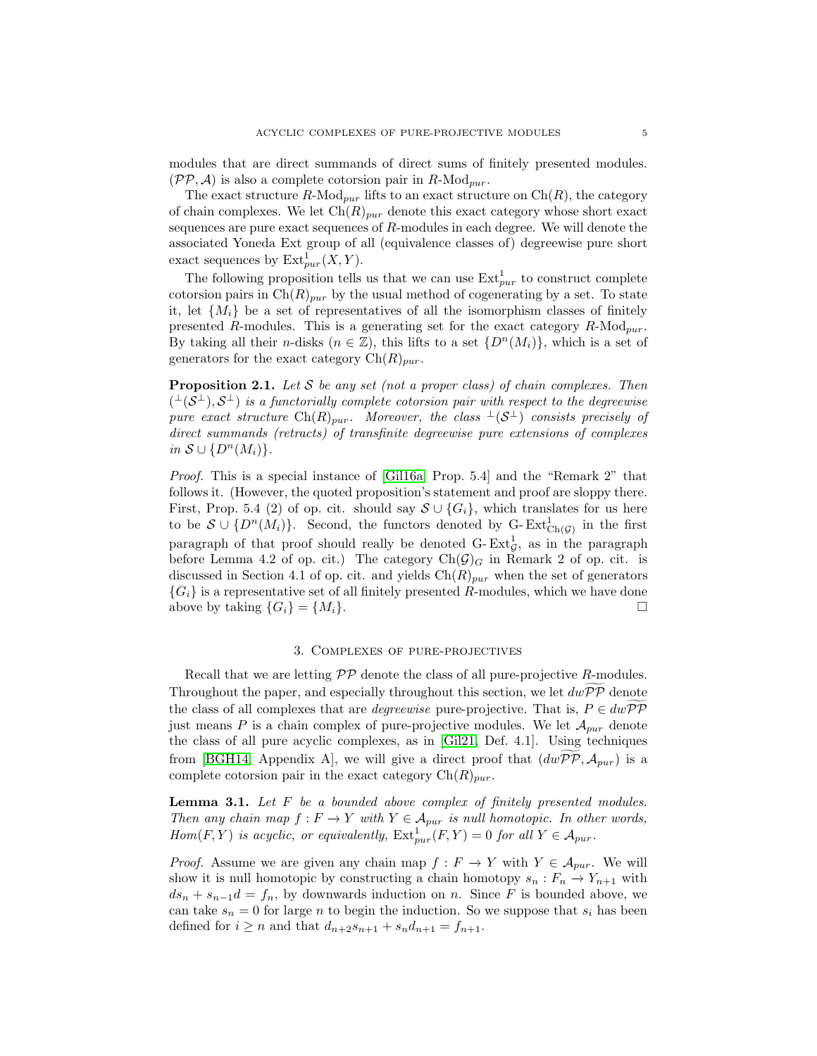modules that are direct summands of direct sums of finitely presented modules. $(\mathcal{PP}, \mathcal{A})$ is also a complete cotorsion pair in $R$-Mod$_{pur}$.

The exact structure $R$-Mod$_{pur}$ lifts to an exact structure on $\text{Ch}(R)$, the category of chain complexes. We let $\text{Ch}(R)_{pur}$ denote this exact category whose short exact sequences are pure exact sequences of $R$-modules in each degree. We will denote the associated Yoneda Ext group of all (equivalence classes of) degreewise pure short exact sequences by $\text{Ext}^1_{pur}(X, Y)$.

The following proposition tells us that we can use $\text{Ext}^1_{pur}$ to construct complete cotorsion pairs in $\text{Ch}(R)_{pur}$ by the usual method of cogenerating by a set. To state it, let $\{M_i\}$ be a set of representatives of all the isomorphism classes of finitely presented $R$-modules. This is a generating set for the exact category $R$-Mod$_{pur}$. By taking all their $n$-disks ($n \in \mathbb{Z}$), this lifts to a set $\{D^n(M_i)\}$, which is a set of generators for the exact category $\text{Ch}(R)_{pur}$.

**Proposition 2.1.** *Let $\mathcal{S}$ be any set (not a proper class) of chain complexes. Then $({}^{\perp}(\mathcal{S}^{\perp}), \mathcal{S}^{\perp})$ is a functorially complete cotorsion pair with respect to the degreewise pure exact structure $\text{Ch}(R)_{pur}$. Moreover, the class ${}^{\perp}(\mathcal{S}^{\perp})$ consists precisely of direct summands (retracts) of transfinite degreewise pure extensions of complexes in $\mathcal{S} \cup \{D^n(M_i)\}$.*

*Proof.* This is a special instance of [Gil16a, Prop. 5.4] and the "Remark 2" that follows it. (However, the quoted proposition's statement and proof are sloppy there. First, Prop. 5.4 (2) of op. cit. should say $\mathcal{S} \cup \{G_i\}$, which translates for us here to be $\mathcal{S} \cup \{D^n(M_i)\}$. Second, the functors denoted by $\text{G-Ext}^1_{\text{Ch}(\mathcal{G})}$ in the first paragraph of that proof should really be denoted $\text{G-Ext}^1_{\mathcal{G}}$, as in the paragraph before Lemma 4.2 of op. cit.) The category $\text{Ch}(\mathcal{G})_G$ in Remark 2 of op. cit. is discussed in Section 4.1 of op. cit. and yields $\text{Ch}(R)_{pur}$ when the set of generators $\{G_i\}$ is a representative set of all finitely presented $R$-modules, which we have done above by taking $\{G_i\} = \{M_i\}$. □

## 3. Complexes of pure-projectives

Recall that we are letting $\mathcal{PP}$ denote the class of all pure-projective $R$-modules. Throughout the paper, and especially throughout this section, we let $dw\widetilde{\mathcal{PP}}$ denote the class of all complexes that are *degreewise* pure-projective. That is, $P \in dw\widetilde{\mathcal{PP}}$ just means $P$ is a chain complex of pure-projective modules. We let $\mathcal{A}_{pur}$ denote the class of all pure acyclic complexes, as in [Gil21, Def. 4.1]. Using techniques from [BGH14, Appendix A], we will give a direct proof that $(dw\widetilde{\mathcal{PP}}, \mathcal{A}_{pur})$ is a complete cotorsion pair in the exact category $\text{Ch}(R)_{pur}$.

**Lemma 3.1.** *Let $F$ be a bounded above complex of finitely presented modules. Then any chain map $f : F \to Y$ with $Y \in \mathcal{A}_{pur}$ is null homotopic. In other words, $Hom(F, Y)$ is acyclic, or equivalently, $\text{Ext}^1_{pur}(F, Y) = 0$ for all $Y \in \mathcal{A}_{pur}$.*

*Proof.* Assume we are given any chain map $f : F \to Y$ with $Y \in \mathcal{A}_{pur}$. We will show it is null homotopic by constructing a chain homotopy $s_n : F_n \to Y_{n+1}$ with $ds_n + s_{n-1}d = f_n$, by downwards induction on $n$. Since $F$ is bounded above, we can take $s_n = 0$ for large $n$ to begin the induction. So we suppose that $s_i$ has been defined for $i \geq n$ and that $d_{n+2}s_{n+1} + s_n d_{n+1} = f_{n+1}$.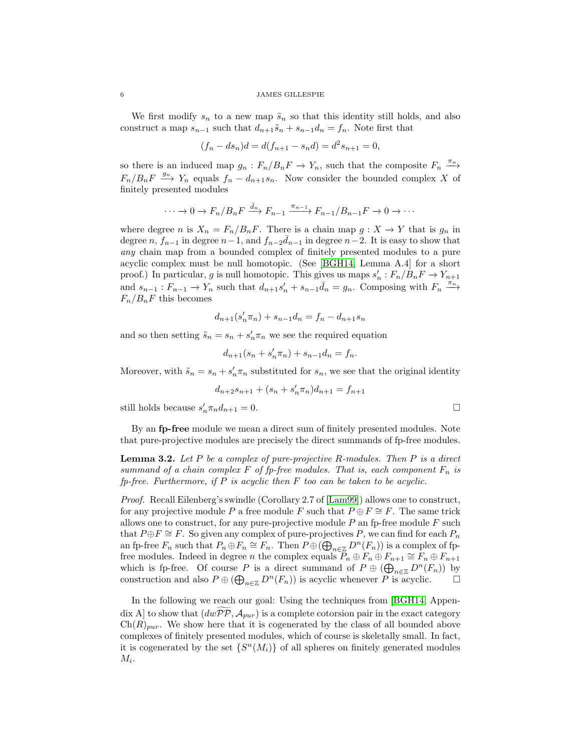We first modify $s_n$ to a new map $\tilde{s}_n$ so that this identity still holds, and also construct a map $s_{n-1}$ such that $d_{n+1}\tilde{s}_n + s_{n-1}d_n = f_n$. Note first that

$$(f_n - ds_n)d = d(f_{n+1} - s_n d) = d^2 s_{n+1} = 0,$$

so there is an induced map $g_n : F_n/B_nF \to Y_n$, such that the composite $F_n \xrightarrow{\pi_n} F_n/B_nF \xrightarrow{g_n} Y_n$ equals $f_n - d_{n+1}s_n$. Now consider the bounded complex $X$ of finitely presented modules

$$\cdots \to 0 \to F_n/B_nF \xrightarrow{\bar{d}_n} F_{n-1} \xrightarrow{\pi_{n-1}} F_{n-1}/B_{n-1}F \to 0 \to \cdots$$

where degree $n$ is $X_n = F_n/B_nF$. There is a chain map $g : X \to Y$ that is $g_n$ in degree $n$, $f_{n-1}$ in degree $n-1$, and $f_{n-2}\bar{d}_{n-1}$ in degree $n-2$. It is easy to show that *any* chain map from a bounded complex of finitely presented modules to a pure acyclic complex must be null homotopic. (See [BGH14, Lemma A.4] for a short proof.) In particular, $g$ is null homotopic. This gives us maps $s'_n : F_n/B_nF \to Y_{n+1}$ and $s_{n-1} : F_{n-1} \to Y_n$ such that $d_{n+1}s'_n + s_{n-1}\bar{d}_n = g_n$. Composing with $F_n \xrightarrow{\pi_n} F_n/B_nF$ this becomes

$$d_{n+1}(s'_n\pi_n) + s_{n-1}d_n = f_n - d_{n+1}s_n$$

and so then setting $\tilde{s}_n = s_n + s'_n\pi_n$ we see the required equation

$$d_{n+1}(s_n + s'_n\pi_n) + s_{n-1}d_n = f_n.$$

Moreover, with $\tilde{s}_n = s_n + s'_n\pi_n$ substituted for $s_n$, we see that the original identity

$$d_{n+2}s_{n+1} + (s_n + s'_n\pi_n)d_{n+1} = f_{n+1}$$

still holds because $s'_n\pi_n d_{n+1} = 0$. □

By an **fp-free** module we mean a direct sum of finitely presented modules. Note that pure-projective modules are precisely the direct summands of fp-free modules.

**Lemma 3.2.** *Let $P$ be a complex of pure-projective $R$-modules. Then $P$ is a direct summand of a chain complex $F$ of fp-free modules. That is, each component $F_n$ is fp-free. Furthermore, if $P$ is acyclic then $F$ too can be taken to be acyclic.*

*Proof.* Recall Eilenberg's swindle (Corollary 2.7 of [Lam99]) allows one to construct, for any projective module $P$ a free module $F$ such that $P \oplus F \cong F$. The same trick allows one to construct, for any pure-projective module $P$ an fp-free module $F$ such that $P \oplus F \cong F$. So given any complex of pure-projectives $P$, we can find for each $P_n$ an fp-free $F_n$ such that $P_n \oplus F_n \cong F_n$. Then $P \oplus (\bigoplus_{n\in\mathbb{Z}} D^n(F_n))$ is a complex of fp-free modules. Indeed in degree $n$ the complex equals $P_n \oplus F_n \oplus F_{n+1} \cong F_n \oplus F_{n+1}$ which is fp-free. Of course $P$ is a direct summand of $P \oplus (\bigoplus_{n\in\mathbb{Z}} D^n(F_n))$ by construction and also $P \oplus (\bigoplus_{n\in\mathbb{Z}} D^n(F_n))$ is acyclic whenever $P$ is acyclic. □

In the following we reach our goal: Using the techniques from [BGH14, Appendix A] to show that $(dw\widetilde{\mathcal{PP}}, \mathcal{A}_{pur})$ is a complete cotorsion pair in the exact category $\text{Ch}(R)_{pur}$. We show here that it is cogenerated by the class of all bounded above complexes of finitely presented modules, which of course is skeletally small. In fact, it is cogenerated by the set $\{S^n(M_i)\}$ of all spheres on finitely generated modules $M_i$.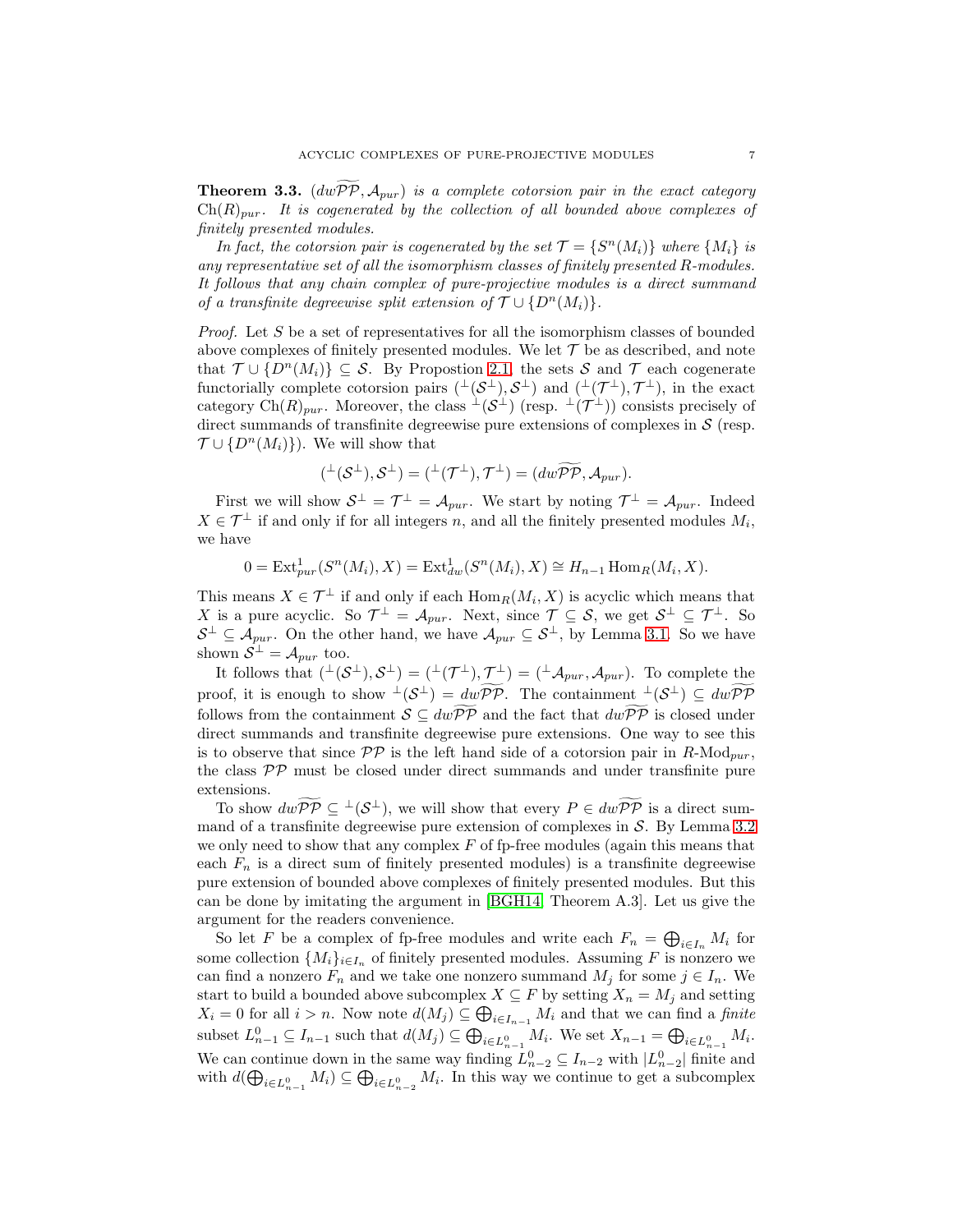**Theorem 3.3.** *$(dw\widetilde{\mathcal{PP}}, \mathcal{A}_{pur})$ is a complete cotorsion pair in the exact category $\mathrm{Ch}(R)_{pur}$. It is cogenerated by the collection of all bounded above complexes of finitely presented modules.*

*In fact, the cotorsion pair is cogenerated by the set $\mathcal{T} = \{S^n(M_i)\}$ where $\{M_i\}$ is any representative set of all the isomorphism classes of finitely presented $R$-modules. It follows that any chain complex of pure-projective modules is a direct summand of a transfinite degreewise split extension of $\mathcal{T} \cup \{D^n(M_i)\}$.*

*Proof.* Let $S$ be a set of representatives for all the isomorphism classes of bounded above complexes of finitely presented modules. We let $\mathcal{T}$ be as described, and note that $\mathcal{T} \cup \{D^n(M_i)\} \subseteq \mathcal{S}$. By Propostion 2.1, the sets $\mathcal{S}$ and $\mathcal{T}$ each cogenerate functorially complete cotorsion pairs $({}^\perp(\mathcal{S}^\perp), \mathcal{S}^\perp)$ and $({}^\perp(\mathcal{T}^\perp), \mathcal{T}^\perp)$, in the exact category $\mathrm{Ch}(R)_{pur}$. Moreover, the class ${}^\perp(\mathcal{S}^\perp)$ (resp. ${}^\perp(\mathcal{T}^\perp)$) consists precisely of direct summands of transfinite degreewise pure extensions of complexes in $\mathcal{S}$ (resp. $\mathcal{T} \cup \{D^n(M_i)\}$). We will show that

$$({}^\perp(\mathcal{S}^\perp), \mathcal{S}^\perp) = ({}^\perp(\mathcal{T}^\perp), \mathcal{T}^\perp) = (dw\widetilde{\mathcal{PP}}, \mathcal{A}_{pur}).$$

First we will show $\mathcal{S}^\perp = \mathcal{T}^\perp = \mathcal{A}_{pur}$. We start by noting $\mathcal{T}^\perp = \mathcal{A}_{pur}$. Indeed $X \in \mathcal{T}^\perp$ if and only if for all integers $n$, and all the finitely presented modules $M_i$, we have

$$0 = \mathrm{Ext}^1_{pur}(S^n(M_i), X) = \mathrm{Ext}^1_{dw}(S^n(M_i), X) \cong H_{n-1} \mathrm{Hom}_R(M_i, X).$$

This means $X \in \mathcal{T}^\perp$ if and only if each $\mathrm{Hom}_R(M_i, X)$ is acyclic which means that $X$ is a pure acyclic. So $\mathcal{T}^\perp = \mathcal{A}_{pur}$. Next, since $\mathcal{T} \subseteq \mathcal{S}$, we get $\mathcal{S}^\perp \subseteq \mathcal{T}^\perp$. So $\mathcal{S}^\perp \subseteq \mathcal{A}_{pur}$. On the other hand, we have $\mathcal{A}_{pur} \subseteq \mathcal{S}^\perp$, by Lemma 3.1. So we have shown $\mathcal{S}^\perp = \mathcal{A}_{pur}$ too.

It follows that $({}^\perp(\mathcal{S}^\perp), \mathcal{S}^\perp) = ({}^\perp(\mathcal{T}^\perp), \mathcal{T}^\perp) = ({}^\perp\mathcal{A}_{pur}, \mathcal{A}_{pur})$. To complete the proof, it is enough to show ${}^\perp(\mathcal{S}^\perp) = dw\widetilde{\mathcal{PP}}$. The containment ${}^\perp(\mathcal{S}^\perp) \subseteq dw\widetilde{\mathcal{PP}}$ follows from the containment $\mathcal{S} \subseteq dw\widetilde{\mathcal{PP}}$ and the fact that $dw\widetilde{\mathcal{PP}}$ is closed under direct summands and transfinite degreewise pure extensions. One way to see this is to observe that since $\mathcal{PP}$ is the left hand side of a cotorsion pair in $R\text{-Mod}_{pur}$, the class $\mathcal{PP}$ must be closed under direct summands and under transfinite pure extensions.

To show $dw\widetilde{\mathcal{PP}} \subseteq {}^\perp(\mathcal{S}^\perp)$, we will show that every $P \in dw\widetilde{\mathcal{PP}}$ is a direct summand of a transfinite degreewise pure extension of complexes in $\mathcal{S}$. By Lemma 3.2 we only need to show that any complex $F$ of fp-free modules (again this means that each $F_n$ is a direct sum of finitely presented modules) is a transfinite degreewise pure extension of bounded above complexes of finitely presented modules. But this can be done by imitating the argument in [BGH14, Theorem A.3]. Let us give the argument for the readers convenience.

So let $F$ be a complex of fp-free modules and write each $F_n = \bigoplus_{i \in I_n} M_i$ for some collection $\{M_i\}_{i \in I_n}$ of finitely presented modules. Assuming $F$ is nonzero we can find a nonzero $F_n$ and we take one nonzero summand $M_j$ for some $j \in I_n$. We start to build a bounded above subcomplex $X \subseteq F$ by setting $X_n = M_j$ and setting $X_i = 0$ for all $i > n$. Now note $d(M_j) \subseteq \bigoplus_{i \in I_{n-1}} M_i$ and that we can find a *finite* subset $L^0_{n-1} \subseteq I_{n-1}$ such that $d(M_j) \subseteq \bigoplus_{i \in L^0_{n-1}} M_i$. We set $X_{n-1} = \bigoplus_{i \in L^0_{n-1}} M_i$. We can continue down in the same way finding $L^0_{n-2} \subseteq I_{n-2}$ with $|L^0_{n-2}|$ finite and with $d(\bigoplus_{i \in L^0_{n-1}} M_i) \subseteq \bigoplus_{i \in L^0_{n-2}} M_i$. In this way we continue to get a subcomplex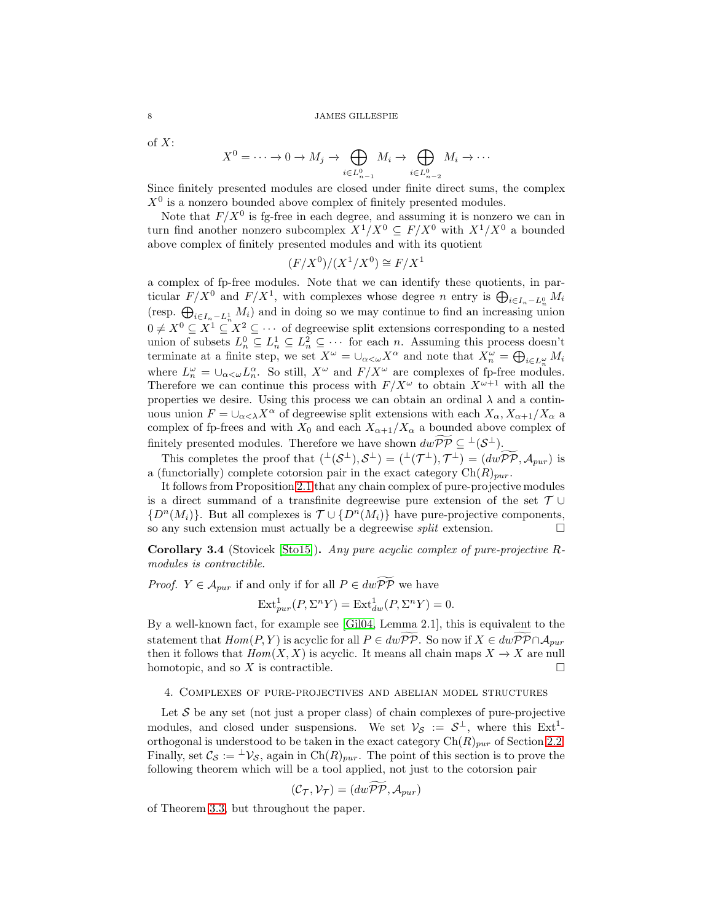of $X$:

$$X^0 = \cdots \to 0 \to M_j \to \bigoplus_{i \in L^0_{n-1}} M_i \to \bigoplus_{i \in L^0_{n-2}} M_i \to \cdots$$

Since finitely presented modules are closed under finite direct sums, the complex $X^0$ is a nonzero bounded above complex of finitely presented modules.

Note that $F/X^0$ is fg-free in each degree, and assuming it is nonzero we can in turn find another nonzero subcomplex $X^1/X^0 \subseteq F/X^0$ with $X^1/X^0$ a bounded above complex of finitely presented modules and with its quotient

$$(F/X^0)/(X^1/X^0) \cong F/X^1$$

a complex of fp-free modules. Note that we can identify these quotients, in particular $F/X^0$ and $F/X^1$, with complexes whose degree $n$ entry is $\bigoplus_{i \in I_n - L^0_n} M_i$ (resp. $\bigoplus_{i \in I_n - L^1_n} M_i$) and in doing so we may continue to find an increasing union $0 \neq X^0 \subseteq X^1 \subseteq X^2 \subseteq \cdots$ of degreewise split extensions corresponding to a nested union of subsets $L^0_n \subseteq L^1_n \subseteq L^2_n \subseteq \cdots$ for each $n$. Assuming this process doesn't terminate at a finite step, we set $X^\omega = \cup_{\alpha < \omega} X^\alpha$ and note that $X^\omega_n = \bigoplus_{i \in L^\omega_n} M_i$ where $L^\omega_n = \cup_{\alpha < \omega} L^\alpha_n$. So still, $X^\omega$ and $F/X^\omega$ are complexes of fp-free modules. Therefore we can continue this process with $F/X^\omega$ to obtain $X^{\omega+1}$ with all the properties we desire. Using this process we can obtain an ordinal $\lambda$ and a continuous union $F = \cup_{\alpha < \lambda} X^\alpha$ of degreewise split extensions with each $X_\alpha, X_{\alpha+1}/X_\alpha$ a complex of fp-frees and with $X_0$ and each $X_{\alpha+1}/X_\alpha$ a bounded above complex of finitely presented modules. Therefore we have shown $dw\widetilde{\mathcal{PP}} \subseteq {}^\perp(\mathcal{S}^\perp)$.

This completes the proof that $({}^\perp(\mathcal{S}^\perp), \mathcal{S}^\perp) = ({}^\perp(\mathcal{T}^\perp), \mathcal{T}^\perp) = (dw\widetilde{\mathcal{PP}}, \mathcal{A}_{pur})$ is a (functorially) complete cotorsion pair in the exact category $\mathrm{Ch}(R)_{pur}$.

It follows from Proposition 2.1 that any chain complex of pure-projective modules is a direct summand of a transfinite degreewise pure extension of the set $\mathcal{T} \cup \{D^n(M_i)\}$. But all complexes is $\mathcal{T} \cup \{D^n(M_i)\}$ have pure-projective components, so any such extension must actually be a degreewise *split* extension. □

**Corollary 3.4** (Stovicek [Sto15]). *Any pure acyclic complex of pure-projective $R$-modules is contractible.*

*Proof.* $Y \in \mathcal{A}_{pur}$ if and only if for all $P \in dw\widetilde{\mathcal{PP}}$ we have

$$\mathrm{Ext}^1_{pur}(P, \Sigma^n Y) = \mathrm{Ext}^1_{dw}(P, \Sigma^n Y) = 0.$$

By a well-known fact, for example see [Gil04, Lemma 2.1], this is equivalent to the statement that $Hom(P, Y)$ is acyclic for all $P \in dw\widetilde{\mathcal{PP}}$. So now if $X \in dw\widetilde{\mathcal{PP}} \cap \mathcal{A}_{pur}$ then it follows that $Hom(X, X)$ is acyclic. It means all chain maps $X \to X$ are null homotopic, and so $X$ is contractible. □

## 4. Complexes of pure-projectives and abelian model structures

Let $\mathcal{S}$ be any set (not just a proper class) of chain complexes of pure-projective modules, and closed under suspensions. We set $\mathcal{V}_\mathcal{S} := \mathcal{S}^\perp$, where this $\mathrm{Ext}^1$-orthogonal is understood to be taken in the exact category $\mathrm{Ch}(R)_{pur}$ of Section 2.2. Finally, set $\mathcal{C}_\mathcal{S} := {}^\perp\mathcal{V}_\mathcal{S}$, again in $\mathrm{Ch}(R)_{pur}$. The point of this section is to prove the following theorem which will be a tool applied, not just to the cotorsion pair

$$(\mathcal{C}_\mathcal{T}, \mathcal{V}_\mathcal{T}) = (dw\widetilde{\mathcal{PP}}, \mathcal{A}_{pur})$$

of Theorem 3.3, but throughout the paper.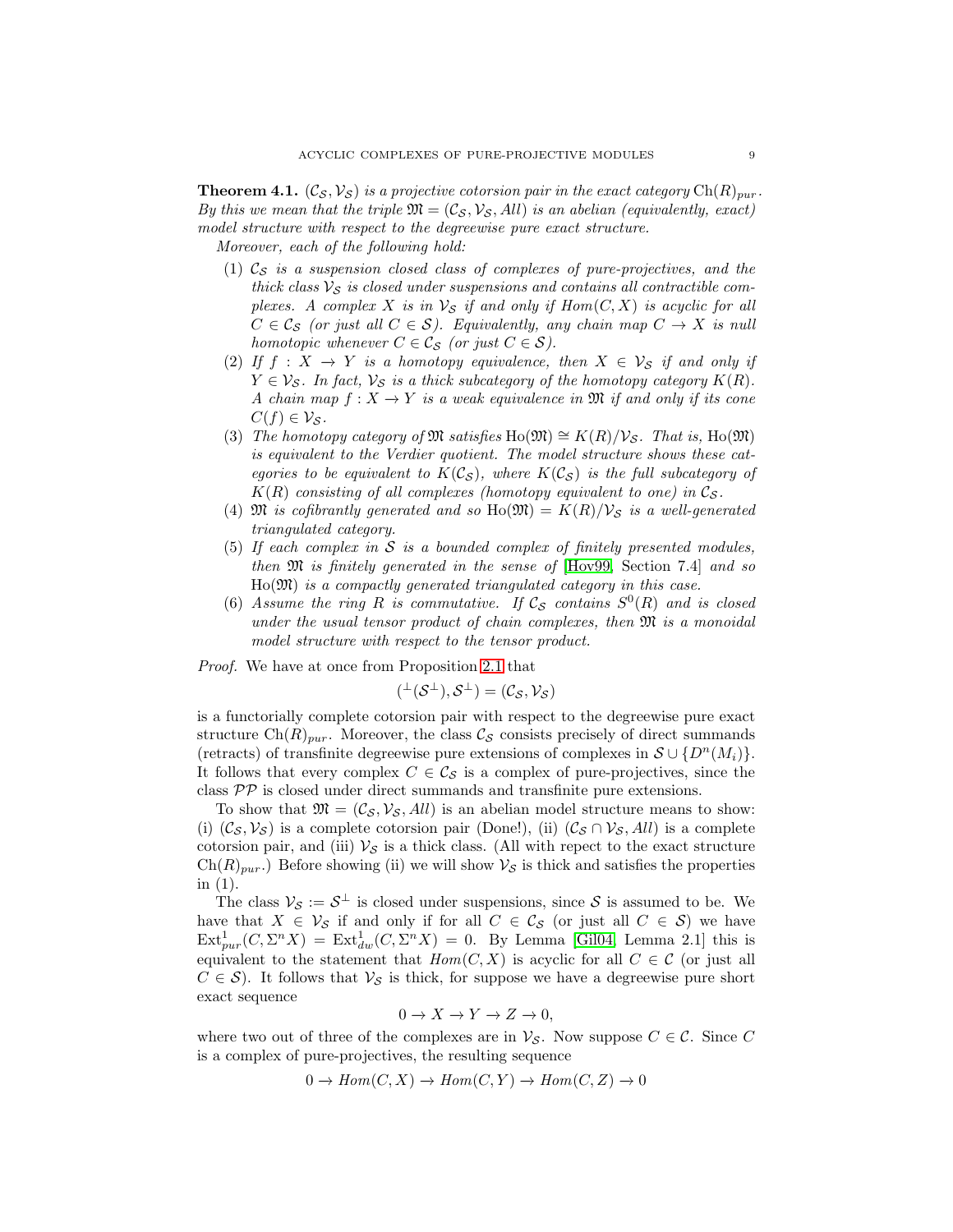**Theorem 4.1.** *$(\mathcal{C}_\mathcal{S}, \mathcal{V}_\mathcal{S})$ is a projective cotorsion pair in the exact category $\mathrm{Ch}(R)_{pur}$. By this we mean that the triple $\mathfrak{M} = (\mathcal{C}_\mathcal{S}, \mathcal{V}_\mathcal{S}, All)$ is an abelian (equivalently, exact) model structure with respect to the degreewise pure exact structure.*

*Moreover, each of the following hold:*

1. *$\mathcal{C}_\mathcal{S}$ is a suspension closed class of complexes of pure-projectives, and the thick class $\mathcal{V}_\mathcal{S}$ is closed under suspensions and contains all contractible complexes. A complex $X$ is in $\mathcal{V}_\mathcal{S}$ if and only if $Hom(C, X)$ is acyclic for all $C \in \mathcal{C}_\mathcal{S}$ (or just all $C \in \mathcal{S}$). Equivalently, any chain map $C \to X$ is null homotopic whenever $C \in \mathcal{C}_\mathcal{S}$ (or just $C \in \mathcal{S}$).*
2. *If $f : X \to Y$ is a homotopy equivalence, then $X \in \mathcal{V}_\mathcal{S}$ if and only if $Y \in \mathcal{V}_\mathcal{S}$. In fact, $\mathcal{V}_\mathcal{S}$ is a thick subcategory of the homotopy category $K(R)$. A chain map $f : X \to Y$ is a weak equivalence in $\mathfrak{M}$ if and only if its cone $C(f) \in \mathcal{V}_\mathcal{S}$.*
3. *The homotopy category of $\mathfrak{M}$ satisfies $\mathrm{Ho}(\mathfrak{M}) \cong K(R)/\mathcal{V}_\mathcal{S}$. That is, $\mathrm{Ho}(\mathfrak{M})$ is equivalent to the Verdier quotient. The model structure shows these categories to be equivalent to $K(\mathcal{C}_\mathcal{S})$, where $K(\mathcal{C}_\mathcal{S})$ is the full subcategory of $K(R)$ consisting of all complexes (homotopy equivalent to one) in $\mathcal{C}_\mathcal{S}$.*
4. *$\mathfrak{M}$ is cofibrantly generated and so $\mathrm{Ho}(\mathfrak{M}) = K(R)/\mathcal{V}_\mathcal{S}$ is a well-generated triangulated category.*
5. *If each complex in $\mathcal{S}$ is a bounded complex of finitely presented modules, then $\mathfrak{M}$ is finitely generated in the sense of* [Hov99, Section 7.4] *and so $\mathrm{Ho}(\mathfrak{M})$ is a compactly generated triangulated category in this case.*
6. *Assume the ring $R$ is commutative. If $\mathcal{C}_\mathcal{S}$ contains $S^0(R)$ and is closed under the usual tensor product of chain complexes, then $\mathfrak{M}$ is a monoidal model structure with respect to the tensor product.*

*Proof.* We have at once from Proposition 2.1 that

$$({}^\perp(\mathcal{S}^\perp), \mathcal{S}^\perp) = (\mathcal{C}_\mathcal{S}, \mathcal{V}_\mathcal{S})$$

is a functorially complete cotorsion pair with respect to the degreewise pure exact structure $\mathrm{Ch}(R)_{pur}$. Moreover, the class $\mathcal{C}_\mathcal{S}$ consists precisely of direct summands (retracts) of transfinite degreewise pure extensions of complexes in $\mathcal{S} \cup \{D^n(M_i)\}$. It follows that every complex $C \in \mathcal{C}_\mathcal{S}$ is a complex of pure-projectives, since the class $\mathcal{PP}$ is closed under direct summands and transfinite pure extensions.

To show that $\mathfrak{M} = (\mathcal{C}_\mathcal{S}, \mathcal{V}_\mathcal{S}, All)$ is an abelian model structure means to show: (i) $(\mathcal{C}_\mathcal{S}, \mathcal{V}_\mathcal{S})$ is a complete cotorsion pair (Done!), (ii) $(\mathcal{C}_\mathcal{S} \cap \mathcal{V}_\mathcal{S}, All)$ is a complete cotorsion pair, and (iii) $\mathcal{V}_\mathcal{S}$ is a thick class. (All with repect to the exact structure $\mathrm{Ch}(R)_{pur}$.) Before showing (ii) we will show $\mathcal{V}_\mathcal{S}$ is thick and satisfies the properties in (1).

The class $\mathcal{V}_\mathcal{S} := \mathcal{S}^\perp$ is closed under suspensions, since $\mathcal{S}$ is assumed to be. We have that $X \in \mathcal{V}_\mathcal{S}$ if and only if for all $C \in \mathcal{C}_\mathcal{S}$ (or just all $C \in \mathcal{S}$) we have $\mathrm{Ext}^1_{pur}(C, \Sigma^n X) = \mathrm{Ext}^1_{dw}(C, \Sigma^n X) = 0$. By Lemma [Gil04, Lemma 2.1] this is equivalent to the statement that $Hom(C, X)$ is acyclic for all $C \in \mathcal{C}$ (or just all $C \in \mathcal{S}$). It follows that $\mathcal{V}_\mathcal{S}$ is thick, for suppose we have a degreewise pure short exact sequence

$$0 \to X \to Y \to Z \to 0,$$

where two out of three of the complexes are in $\mathcal{V}_\mathcal{S}$. Now suppose $C \in \mathcal{C}$. Since $C$ is a complex of pure-projectives, the resulting sequence

$$0 \to Hom(C, X) \to Hom(C, Y) \to Hom(C, Z) \to 0$$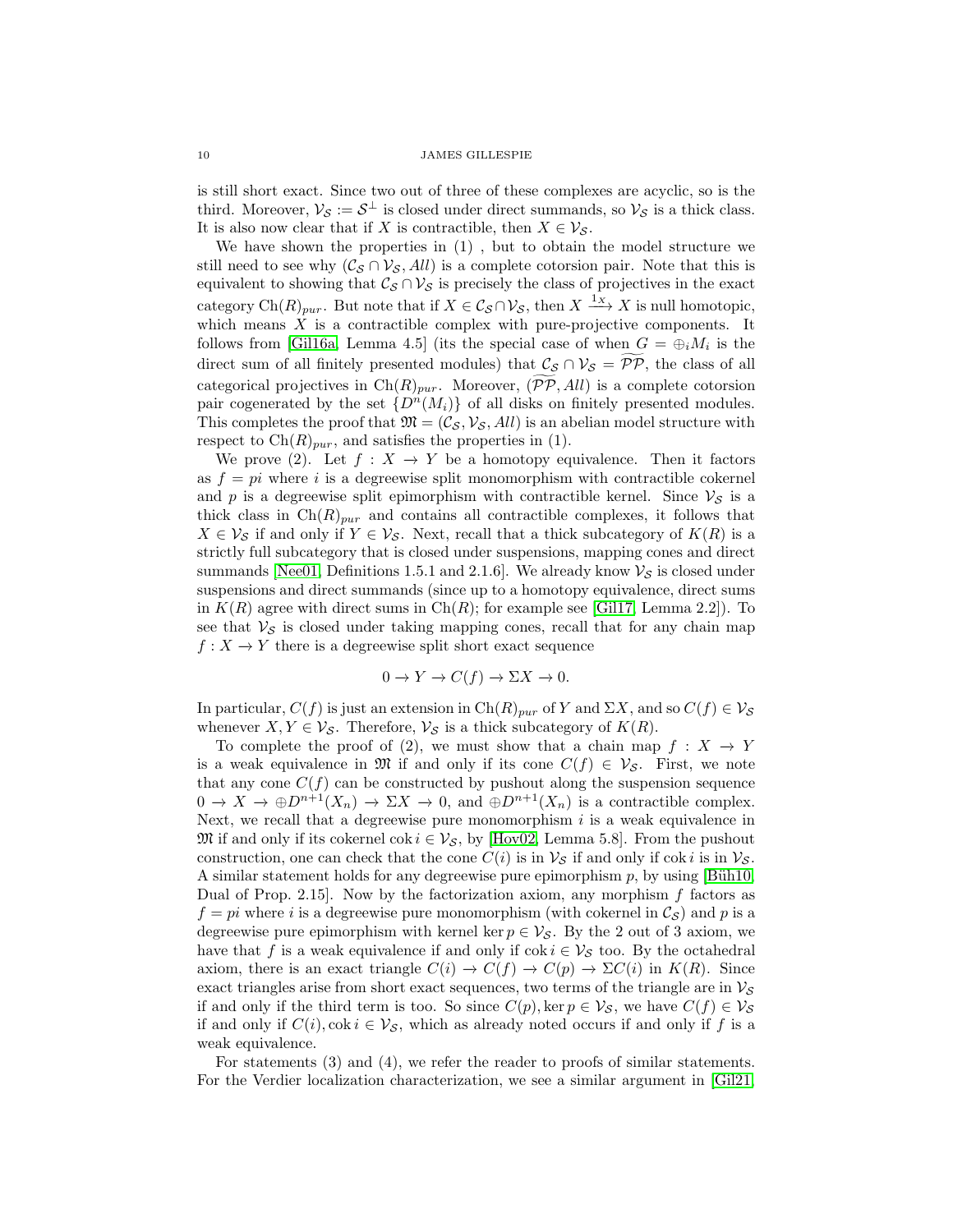is still short exact. Since two out of three of these complexes are acyclic, so is the third. Moreover, $\mathcal{V}_{\mathcal{S}} := \mathcal{S}^{\perp}$ is closed under direct summands, so $\mathcal{V}_{\mathcal{S}}$ is a thick class. It is also now clear that if $X$ is contractible, then $X \in \mathcal{V}_{\mathcal{S}}$.

We have shown the properties in (1) , but to obtain the model structure we still need to see why $(\mathcal{C}_{\mathcal{S}} \cap \mathcal{V}_{\mathcal{S}}, All)$ is a complete cotorsion pair. Note that this is equivalent to showing that $\mathcal{C}_{\mathcal{S}} \cap \mathcal{V}_{\mathcal{S}}$ is precisely the class of projectives in the exact category $\mathrm{Ch}(R)_{pur}$. But note that if $X \in \mathcal{C}_{\mathcal{S}} \cap \mathcal{V}_{\mathcal{S}}$, then $X \xrightarrow{1_X} X$ is null homotopic, which means $X$ is a contractible complex with pure-projective components. It follows from [Gil16a, Lemma 4.5] (its the special case of when $G = \oplus_i M_i$ is the direct sum of all finitely presented modules) that $\mathcal{C}_{\mathcal{S}} \cap \mathcal{V}_{\mathcal{S}} = \widetilde{\mathcal{PP}}$, the class of all categorical projectives in $\mathrm{Ch}(R)_{pur}$. Moreover, $(\widetilde{\mathcal{PP}}, All)$ is a complete cotorsion pair cogenerated by the set $\{D^n(M_i)\}$ of all disks on finitely presented modules. This completes the proof that $\mathfrak{M} = (\mathcal{C}_{\mathcal{S}}, \mathcal{V}_{\mathcal{S}}, All)$ is an abelian model structure with respect to $\mathrm{Ch}(R)_{pur}$, and satisfies the properties in (1).

We prove (2). Let $f : X \to Y$ be a homotopy equivalence. Then it factors as $f = pi$ where $i$ is a degreewise split monomorphism with contractible cokernel and $p$ is a degreewise split epimorphism with contractible kernel. Since $\mathcal{V}_{\mathcal{S}}$ is a thick class in $\mathrm{Ch}(R)_{pur}$ and contains all contractible complexes, it follows that $X \in \mathcal{V}_{\mathcal{S}}$ if and only if $Y \in \mathcal{V}_{\mathcal{S}}$. Next, recall that a thick subcategory of $K(R)$ is a strictly full subcategory that is closed under suspensions, mapping cones and direct summands [Nee01, Definitions 1.5.1 and 2.1.6]. We already know $\mathcal{V}_{\mathcal{S}}$ is closed under suspensions and direct summands (since up to a homotopy equivalence, direct sums in $K(R)$ agree with direct sums in $\mathrm{Ch}(R)$; for example see [Gil17, Lemma 2.2]). To see that $\mathcal{V}_{\mathcal{S}}$ is closed under taking mapping cones, recall that for any chain map $f : X \to Y$ there is a degreewise split short exact sequence

$$0 \to Y \to C(f) \to \Sigma X \to 0.$$

In particular, $C(f)$ is just an extension in $\mathrm{Ch}(R)_{pur}$ of $Y$ and $\Sigma X$, and so $C(f) \in \mathcal{V}_{\mathcal{S}}$ whenever $X, Y \in \mathcal{V}_{\mathcal{S}}$. Therefore, $\mathcal{V}_{\mathcal{S}}$ is a thick subcategory of $K(R)$.

To complete the proof of (2), we must show that a chain map $f : X \to Y$ is a weak equivalence in $\mathfrak{M}$ if and only if its cone $C(f) \in \mathcal{V}_{\mathcal{S}}$. First, we note that any cone $C(f)$ can be constructed by pushout along the suspension sequence $0 \to X \to \oplus D^{n+1}(X_n) \to \Sigma X \to 0$, and $\oplus D^{n+1}(X_n)$ is a contractible complex. Next, we recall that a degreewise pure monomorphism $i$ is a weak equivalence in $\mathfrak{M}$ if and only if its cokernel $\operatorname{cok} i \in \mathcal{V}_{\mathcal{S}}$, by [Hov02, Lemma 5.8]. From the pushout construction, one can check that the cone $C(i)$ is in $\mathcal{V}_{\mathcal{S}}$ if and only if $\operatorname{cok} i$ is in $\mathcal{V}_{\mathcal{S}}$. A similar statement holds for any degreewise pure epimorphism $p$, by using [Büh10, Dual of Prop. 2.15]. Now by the factorization axiom, any morphism $f$ factors as $f = pi$ where $i$ is a degreewise pure monomorphism (with cokernel in $\mathcal{C}_{\mathcal{S}}$) and $p$ is a degreewise pure epimorphism with kernel $\ker p \in \mathcal{V}_{\mathcal{S}}$. By the 2 out of 3 axiom, we have that $f$ is a weak equivalence if and only if $\operatorname{cok} i \in \mathcal{V}_{\mathcal{S}}$ too. By the octahedral axiom, there is an exact triangle $C(i) \to C(f) \to C(p) \to \Sigma C(i)$ in $K(R)$. Since exact triangles arise from short exact sequences, two terms of the triangle are in $\mathcal{V}_{\mathcal{S}}$ if and only if the third term is too. So since $C(p), \ker p \in \mathcal{V}_{\mathcal{S}}$, we have $C(f) \in \mathcal{V}_{\mathcal{S}}$ if and only if $C(i), \operatorname{cok} i \in \mathcal{V}_{\mathcal{S}}$, which as already noted occurs if and only if $f$ is a weak equivalence.

For statements (3) and (4), we refer the reader to proofs of similar statements. For the Verdier localization characterization, we see a similar argument in [Gil21,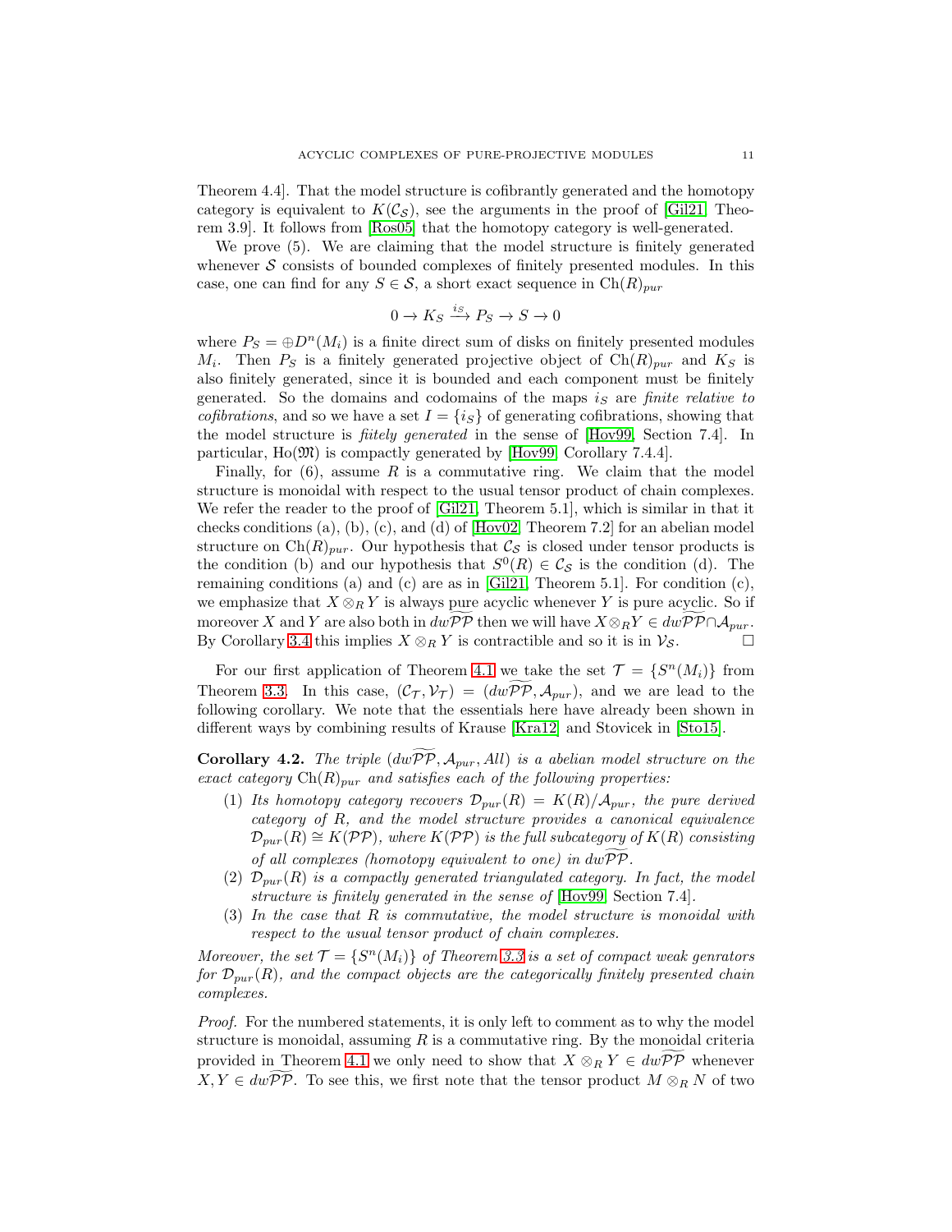Theorem 4.4]. That the model structure is cofibrantly generated and the homotopy category is equivalent to $K(\mathcal{C}_{\mathcal{S}})$, see the arguments in the proof of [Gil21, Theorem 3.9]. It follows from [Ros05] that the homotopy category is well-generated.

We prove (5). We are claiming that the model structure is finitely generated whenever $\mathcal{S}$ consists of bounded complexes of finitely presented modules. In this case, one can find for any $S \in \mathcal{S}$, a short exact sequence in $\mathrm{Ch}(R)_{pur}$

$$0 \to K_S \xrightarrow{i_S} P_S \to S \to 0$$

where $P_S = \oplus D^n(M_i)$ is a finite direct sum of disks on finitely presented modules $M_i$. Then $P_S$ is a finitely generated projective object of $\mathrm{Ch}(R)_{pur}$ and $K_S$ is also finitely generated, since it is bounded and each component must be finitely generated. So the domains and codomains of the maps $i_S$ are *finite relative to cofibrations*, and so we have a set $I = \{i_S\}$ of generating cofibrations, showing that the model structure is *fiitely generated* in the sense of [Hov99, Section 7.4]. In particular, $\mathrm{Ho}(\mathfrak{M})$ is compactly generated by [Hov99, Corollary 7.4.4].

Finally, for (6), assume $R$ is a commutative ring. We claim that the model structure is monoidal with respect to the usual tensor product of chain complexes. We refer the reader to the proof of [Gil21, Theorem 5.1], which is similar in that it checks conditions (a), (b), (c), and (d) of [Hov02, Theorem 7.2] for an abelian model structure on $\mathrm{Ch}(R)_{pur}$. Our hypothesis that $\mathcal{C}_{\mathcal{S}}$ is closed under tensor products is the condition (b) and our hypothesis that $S^0(R) \in \mathcal{C}_{\mathcal{S}}$ is the condition (d). The remaining conditions (a) and (c) are as in [Gil21, Theorem 5.1]. For condition (c), we emphasize that $X \otimes_R Y$ is always pure acyclic whenever $Y$ is pure acyclic. So if moreover $X$ and $Y$ are also both in $dw\widetilde{\mathcal{PP}}$ then we will have $X \otimes_R Y \in dw\widetilde{\mathcal{PP}} \cap \mathcal{A}_{pur}$. By Corollary 3.4 this implies $X \otimes_R Y$ is contractible and so it is in $\mathcal{V}_{\mathcal{S}}$. □

For our first application of Theorem 4.1 we take the set $\mathcal{T} = \{S^n(M_i)\}$ from Theorem 3.3. In this case, $(\mathcal{C}_{\mathcal{T}}, \mathcal{V}_{\mathcal{T}}) = (dw\widetilde{\mathcal{PP}}, \mathcal{A}_{pur})$, and we are lead to the following corollary. We note that the essentials here have already been shown in different ways by combining results of Krause [Kra12] and Stovicek in [Sto15].

**Corollary 4.2.** *The triple $(dw\widetilde{\mathcal{PP}}, \mathcal{A}_{pur}, All)$ is a abelian model structure on the exact category $\mathrm{Ch}(R)_{pur}$ and satisfies each of the following properties:*

1. *Its homotopy category recovers $\mathcal{D}_{pur}(R) = K(R)/\mathcal{A}_{pur}$, the pure derived category of $R$, and the model structure provides a canonical equivalence $\mathcal{D}_{pur}(R) \cong K(\mathcal{PP})$, where $K(\mathcal{PP})$ is the full subcategory of $K(R)$ consisting of all complexes (homotopy equivalent to one) in $dw\widetilde{\mathcal{PP}}$.*
2. *$\mathcal{D}_{pur}(R)$ is a compactly generated triangulated category. In fact, the model structure is finitely generated in the sense of [Hov99, Section 7.4].*
3. *In the case that $R$ is commutative, the model structure is monoidal with respect to the usual tensor product of chain complexes.*

*Moreover, the set $\mathcal{T} = \{S^n(M_i)\}$ of Theorem 3.3 is a set of compact weak genrators for $\mathcal{D}_{pur}(R)$, and the compact objects are the categorically finitely presented chain complexes.*

*Proof.* For the numbered statements, it is only left to comment as to why the model structure is monoidal, assuming $R$ is a commutative ring. By the monoidal criteria provided in Theorem 4.1 we only need to show that $X \otimes_R Y \in dw\widetilde{\mathcal{PP}}$ whenever $X, Y \in dw\widetilde{\mathcal{PP}}$. To see this, we first note that the tensor product $M \otimes_R N$ of two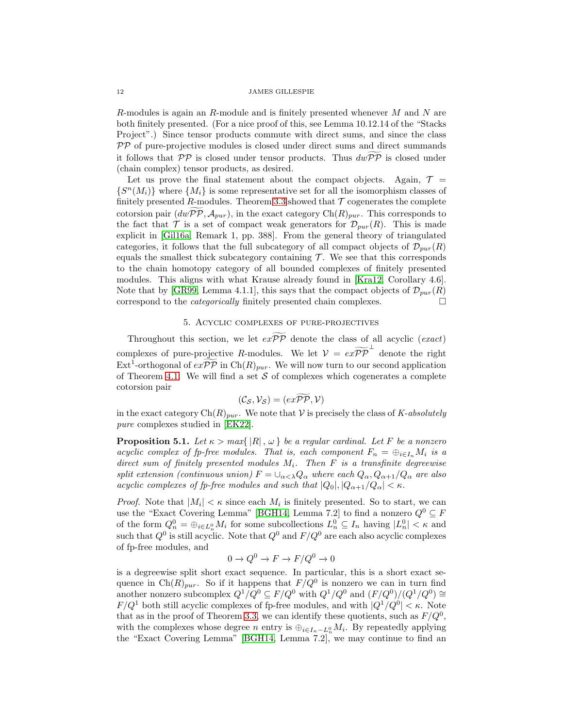$R$-modules is again an $R$-module and is finitely presented whenever $M$ and $N$ are both finitely presented. (For a nice proof of this, see Lemma 10.12.14 of the "Stacks Project".) Since tensor products commute with direct sums, and since the class $\mathcal{PP}$ of pure-projective modules is closed under direct sums and direct summands it follows that $\mathcal{PP}$ is closed under tensor products. Thus $dw\widetilde{\mathcal{PP}}$ is closed under (chain complex) tensor products, as desired.

Let us prove the final statement about the compact objects. Again, $\mathcal{T} = \{S^n(M_i)\}$ where $\{M_i\}$ is some representative set for all the isomorphism classes of finitely presented $R$-modules. Theorem 3.3 showed that $\mathcal{T}$ cogenerates the complete cotorsion pair $(dw\widetilde{\mathcal{PP}}, \mathcal{A}_{pur})$, in the exact category $\mathrm{Ch}(R)_{pur}$. This corresponds to the fact that $\mathcal{T}$ is a set of compact weak generators for $\mathcal{D}_{pur}(R)$. This is made explicit in [Gil16a, Remark 1, pp. 388]. From the general theory of triangulated categories, it follows that the full subcategory of all compact objects of $\mathcal{D}_{pur}(R)$ equals the smallest thick subcategory containing $\mathcal{T}$. We see that this corresponds to the chain homotopy category of all bounded complexes of finitely presented modules. This aligns with what Krause already found in [Kra12, Corollary 4.6]. Note that by [GR99, Lemma 4.1.1], this says that the compact objects of $\mathcal{D}_{pur}(R)$ correspond to the *categorically* finitely presented chain complexes. □

## 5. Acyclic complexes of pure-projectives

Throughout this section, we let $ex\widetilde{\mathcal{PP}}$ denote the class of all acyclic (*exact*) complexes of pure-projective $R$-modules. We let $\mathcal{V} = ex\widetilde{\mathcal{PP}}^{\perp}$ denote the right $\mathrm{Ext}^1$-orthogonal of $ex\widetilde{\mathcal{PP}}$ in $\mathrm{Ch}(R)_{pur}$. We will now turn to our second application of Theorem 4.1. We will find a set $\mathcal{S}$ of complexes which cogenerates a complete cotorsion pair

$$(\mathcal{C}_{\mathcal{S}}, \mathcal{V}_{\mathcal{S}}) = (ex\widetilde{\mathcal{PP}}, \mathcal{V})$$

in the exact category $\mathrm{Ch}(R)_{pur}$. We note that $\mathcal{V}$ is precisely the class of *K-absolutely pure* complexes studied in [EK22].

**Proposition 5.1.** *Let $\kappa > max\{\,|R|\,,\,\omega\,\}$ be a regular cardinal. Let $F$ be a nonzero acyclic complex of fp-free modules. That is, each component $F_n = \oplus_{i\in I_n} M_i$ is a direct sum of finitely presented modules $M_i$. Then $F$ is a transfinite degreewise split extension (continuous union) $F = \cup_{\alpha<\lambda} Q_\alpha$ where each $Q_\alpha, Q_{\alpha+1}/Q_\alpha$ are also acyclic complexes of fp-free modules and such that $|Q_0|, |Q_{\alpha+1}/Q_\alpha| < \kappa$.*

*Proof.* Note that $|M_i| < \kappa$ since each $M_i$ is finitely presented. So to start, we can use the "Exact Covering Lemma" [BGH14, Lemma 7.2] to find a nonzero $Q^0 \subseteq F$ of the form $Q^0_n = \oplus_{i\in L^0_n} M_i$ for some subcollections $L^0_n \subseteq I_n$ having $|L^0_n| < \kappa$ and such that $Q^0$ is still acyclic. Note that $Q^0$ and $F/Q^0$ are each also acyclic complexes of fp-free modules, and

$$0 \to Q^0 \to F \to F/Q^0 \to 0$$

is a degreewise split short exact sequence. In particular, this is a short exact sequence in $\mathrm{Ch}(R)_{pur}$. So if it happens that $F/Q^0$ is nonzero we can in turn find another nonzero subcomplex $Q^1/Q^0 \subseteq F/Q^0$ with $Q^1/Q^0$ and $(F/Q^0)/(Q^1/Q^0) \cong F/Q^1$ both still acyclic complexes of fp-free modules, and with $|Q^1/Q^0| < \kappa$. Note that as in the proof of Theorem 3.3, we can identify these quotients, such as $F/Q^0$, with the complexes whose degree $n$ entry is $\oplus_{i\in I_n - L^0_n} M_i$. By repeatedly applying the "Exact Covering Lemma" [BGH14, Lemma 7.2], we may continue to find an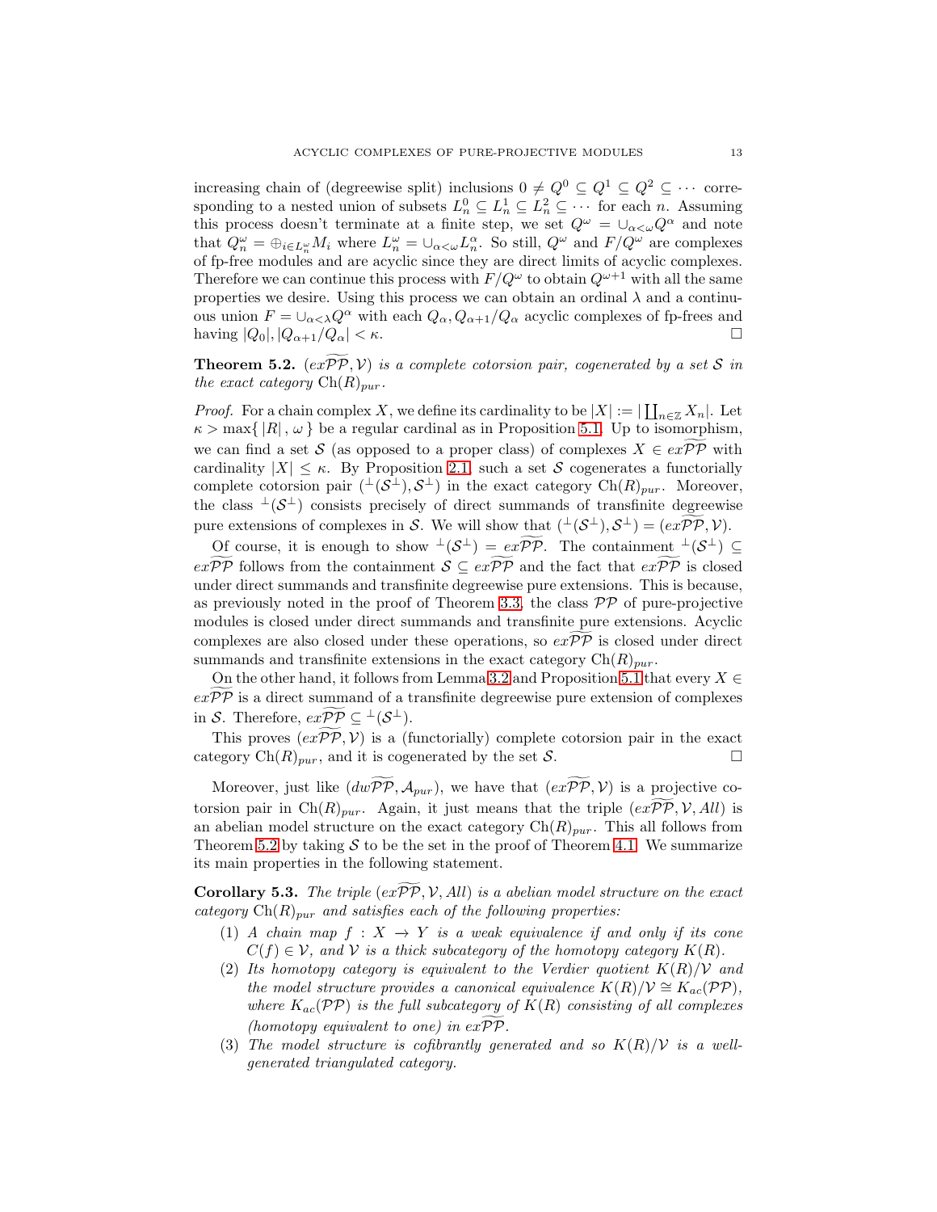increasing chain of (degreewise split) inclusions $0 \neq Q^0 \subseteq Q^1 \subseteq Q^2 \subseteq \cdots$ corresponding to a nested union of subsets $L_n^0 \subseteq L_n^1 \subseteq L_n^2 \subseteq \cdots$ for each $n$. Assuming this process doesn't terminate at a finite step, we set $Q^\omega = \cup_{\alpha<\omega} Q^\alpha$ and note that $Q_n^\omega = \oplus_{i \in L_n^\omega} M_i$ where $L_n^\omega = \cup_{\alpha<\omega} L_n^\alpha$. So still, $Q^\omega$ and $F/Q^\omega$ are complexes of fp-free modules and are acyclic since they are direct limits of acyclic complexes. Therefore we can continue this process with $F/Q^\omega$ to obtain $Q^{\omega+1}$ with all the same properties we desire. Using this process we can obtain an ordinal $\lambda$ and a continuous union $F = \cup_{\alpha<\lambda} Q^\alpha$ with each $Q_\alpha, Q_{\alpha+1}/Q_\alpha$ acyclic complexes of fp-frees and having $|Q_0|, |Q_{\alpha+1}/Q_\alpha| < \kappa$. $\square$

**Theorem 5.2.** *$(ex\widetilde{\mathcal{PP}}, \mathcal{V})$ is a complete cotorsion pair, cogenerated by a set $\mathcal{S}$ in the exact category $\mathrm{Ch}(R)_{pur}$.*

*Proof.* For a chain complex $X$, we define its cardinality to be $|X| := |\coprod_{n\in\mathbb{Z}} X_n|$. Let $\kappa > \max\{\,|R|\,, \omega\,\}$ be a regular cardinal as in Proposition 5.1. Up to isomorphism, we can find a set $\mathcal{S}$ (as opposed to a proper class) of complexes $X \in ex\widetilde{\mathcal{PP}}$ with cardinality $|X| \leq \kappa$. By Proposition 2.1, such a set $\mathcal{S}$ cogenerates a functorially complete cotorsion pair $({}^\perp(\mathcal{S}^\perp), \mathcal{S}^\perp)$ in the exact category $\mathrm{Ch}(R)_{pur}$. Moreover, the class ${}^\perp(\mathcal{S}^\perp)$ consists precisely of direct summands of transfinite degreewise pure extensions of complexes in $\mathcal{S}$. We will show that $({}^\perp(\mathcal{S}^\perp), \mathcal{S}^\perp) = (ex\widetilde{\mathcal{PP}}, \mathcal{V})$.

Of course, it is enough to show ${}^\perp(\mathcal{S}^\perp) = ex\widetilde{\mathcal{PP}}$. The containment ${}^\perp(\mathcal{S}^\perp) \subseteq ex\widetilde{\mathcal{PP}}$ follows from the containment $\mathcal{S} \subseteq ex\widetilde{\mathcal{PP}}$ and the fact that $ex\widetilde{\mathcal{PP}}$ is closed under direct summands and transfinite degreewise pure extensions. This is because, as previously noted in the proof of Theorem 3.3, the class $\mathcal{PP}$ of pure-projective modules is closed under direct summands and transfinite pure extensions. Acyclic complexes are also closed under these operations, so $ex\widetilde{\mathcal{PP}}$ is closed under direct summands and transfinite extensions in the exact category $\mathrm{Ch}(R)_{pur}$.

On the other hand, it follows from Lemma 3.2 and Proposition 5.1 that every $X \in ex\widetilde{\mathcal{PP}}$ is a direct summand of a transfinite degreewise pure extension of complexes in $\mathcal{S}$. Therefore, $ex\widetilde{\mathcal{PP}} \subseteq {}^\perp(\mathcal{S}^\perp)$.

This proves $(ex\widetilde{\mathcal{PP}}, \mathcal{V})$ is a (functorially) complete cotorsion pair in the exact category $\mathrm{Ch}(R)_{pur}$, and it is cogenerated by the set $\mathcal{S}$. $\square$

Moreover, just like $(dw\widetilde{\mathcal{PP}}, \mathcal{A}_{pur})$, we have that $(ex\widetilde{\mathcal{PP}}, \mathcal{V})$ is a projective cotorsion pair in $\mathrm{Ch}(R)_{pur}$. Again, it just means that the triple $(ex\widetilde{\mathcal{PP}}, \mathcal{V}, All)$ is an abelian model structure on the exact category $\mathrm{Ch}(R)_{pur}$. This all follows from Theorem 5.2 by taking $\mathcal{S}$ to be the set in the proof of Theorem 4.1. We summarize its main properties in the following statement.

**Corollary 5.3.** *The triple $(ex\widetilde{\mathcal{PP}}, \mathcal{V}, All)$ is a abelian model structure on the exact category $\mathrm{Ch}(R)_{pur}$ and satisfies each of the following properties:*

1. *A chain map $f : X \to Y$ is a weak equivalence if and only if its cone $C(f) \in \mathcal{V}$, and $\mathcal{V}$ is a thick subcategory of the homotopy category $K(R)$.*
2. *Its homotopy category is equivalent to the Verdier quotient $K(R)/\mathcal{V}$ and the model structure provides a canonical equivalence $K(R)/\mathcal{V} \cong K_{ac}(\mathcal{PP})$, where $K_{ac}(\mathcal{PP})$ is the full subcategory of $K(R)$ consisting of all complexes (homotopy equivalent to one) in $ex\widetilde{\mathcal{PP}}$.*
3. *The model structure is cofibrantly generated and so $K(R)/\mathcal{V}$ is a well-generated triangulated category.*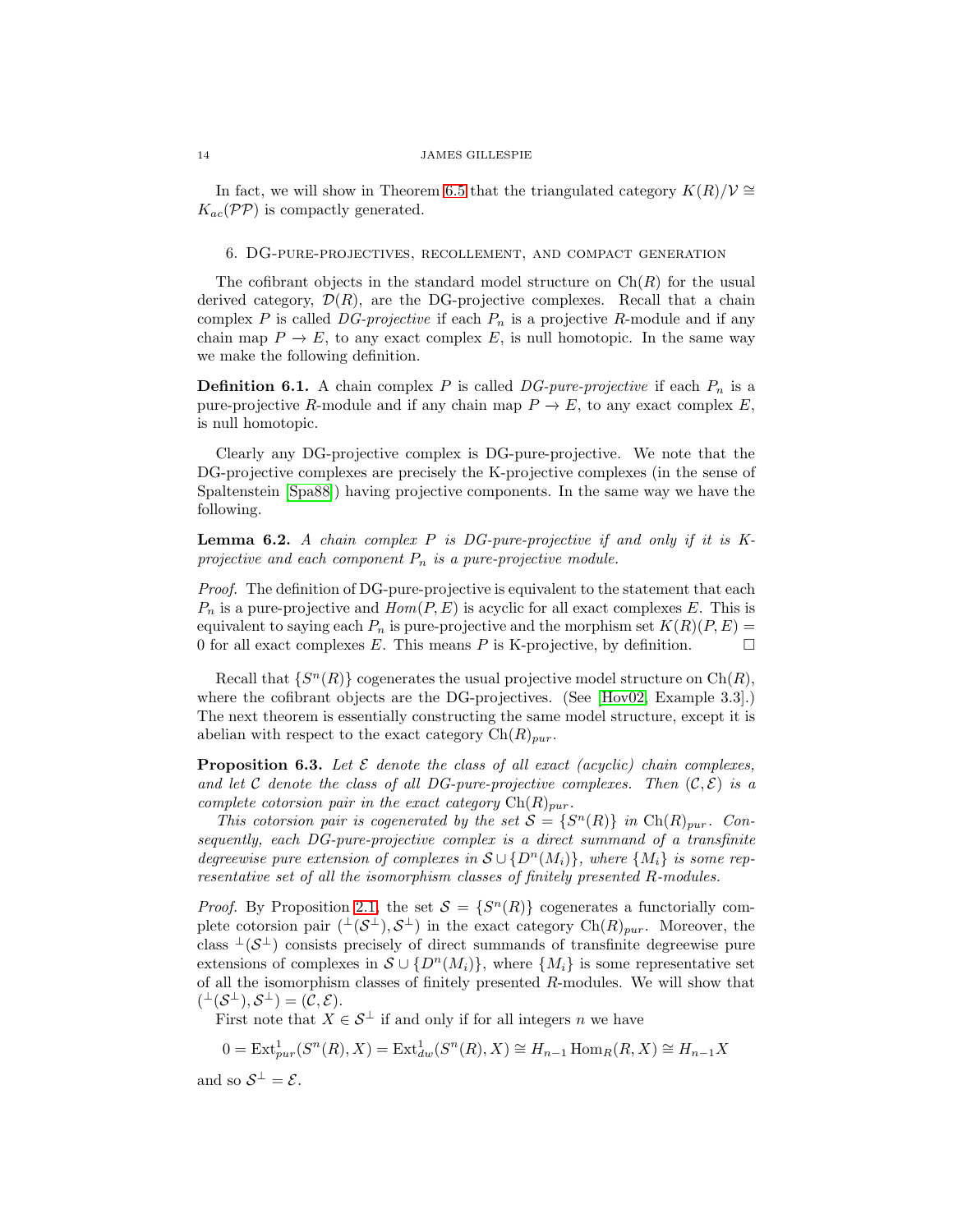In fact, we will show in Theorem 6.5 that the triangulated category $K(R)/\mathcal{V} \cong K_{ac}(\mathcal{PP})$ is compactly generated.

## 6. DG-pure-projectives, recollement, and compact generation

The cofibrant objects in the standard model structure on $\mathrm{Ch}(R)$ for the usual derived category, $\mathcal{D}(R)$, are the DG-projective complexes. Recall that a chain complex $P$ is called *DG-projective* if each $P_n$ is a projective $R$-module and if any chain map $P \to E$, to any exact complex $E$, is null homotopic. In the same way we make the following definition.

**Definition 6.1.** A chain complex $P$ is called *DG-pure-projective* if each $P_n$ is a pure-projective $R$-module and if any chain map $P \to E$, to any exact complex $E$, is null homotopic.

Clearly any DG-projective complex is DG-pure-projective. We note that the DG-projective complexes are precisely the K-projective complexes (in the sense of Spaltenstein [Spa88]) having projective components. In the same way we have the following.

**Lemma 6.2.** *A chain complex $P$ is DG-pure-projective if and only if it is K-projective and each component $P_n$ is a pure-projective module.*

*Proof.* The definition of DG-pure-projective is equivalent to the statement that each $P_n$ is a pure-projective and $Hom(P, E)$ is acyclic for all exact complexes $E$. This is equivalent to saying each $P_n$ is pure-projective and the morphism set $K(R)(P, E) = 0$ for all exact complexes $E$. This means $P$ is K-projective, by definition. □

Recall that $\{S^n(R)\}$ cogenerates the usual projective model structure on $\mathrm{Ch}(R)$, where the cofibrant objects are the DG-projectives. (See [Hov02, Example 3.3].) The next theorem is essentially constructing the same model structure, except it is abelian with respect to the exact category $\mathrm{Ch}(R)_{pur}$.

**Proposition 6.3.** *Let $\mathcal{E}$ denote the class of all exact (acyclic) chain complexes, and let $\mathcal{C}$ denote the class of all DG-pure-projective complexes. Then $(\mathcal{C}, \mathcal{E})$ is a complete cotorsion pair in the exact category $\mathrm{Ch}(R)_{pur}$.*

*This cotorsion pair is cogenerated by the set $\mathcal{S} = \{S^n(R)\}$ in $\mathrm{Ch}(R)_{pur}$. Consequently, each DG-pure-projective complex is a direct summand of a transfinite degreewise pure extension of complexes in $\mathcal{S} \cup \{D^n(M_i)\}$, where $\{M_i\}$ is some representative set of all the isomorphism classes of finitely presented $R$-modules.*

*Proof.* By Proposition 2.1, the set $\mathcal{S} = \{S^n(R)\}$ cogenerates a functorially complete cotorsion pair $({}^\perp(\mathcal{S}^\perp), \mathcal{S}^\perp)$ in the exact category $\mathrm{Ch}(R)_{pur}$. Moreover, the class ${}^\perp(\mathcal{S}^\perp)$ consists precisely of direct summands of transfinite degreewise pure extensions of complexes in $\mathcal{S} \cup \{D^n(M_i)\}$, where $\{M_i\}$ is some representative set of all the isomorphism classes of finitely presented $R$-modules. We will show that $({}^\perp(\mathcal{S}^\perp), \mathcal{S}^\perp) = (\mathcal{C}, \mathcal{E})$.

First note that $X \in \mathcal{S}^\perp$ if and only if for all integers $n$ we have

$$0 = \mathrm{Ext}^1_{pur}(S^n(R), X) = \mathrm{Ext}^1_{dw}(S^n(R), X) \cong H_{n-1} \mathrm{Hom}_R(R, X) \cong H_{n-1} X$$

and so $\mathcal{S}^\perp = \mathcal{E}$.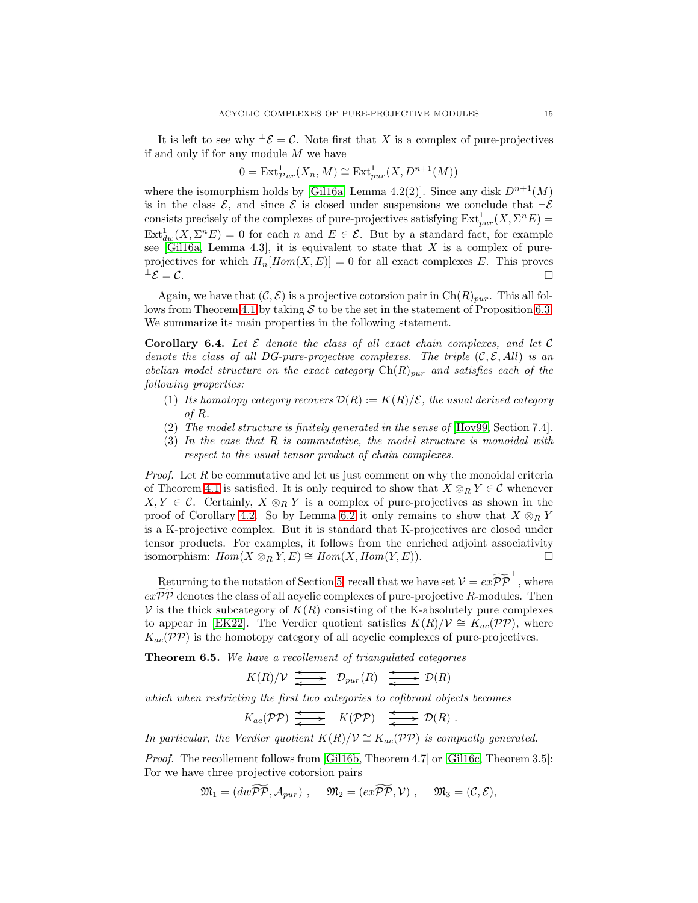It is left to see why ${}^{\perp}\mathcal{E} = \mathcal{C}$. Note first that $X$ is a complex of pure-projectives if and only if for any module $M$ we have

$$0 = \operatorname{Ext}^1_{\mathcal{P}ur}(X_n, M) \cong \operatorname{Ext}^1_{pur}(X, D^{n+1}(M))$$

where the isomorphism holds by [Gil16a, Lemma 4.2(2)]. Since any disk $D^{n+1}(M)$ is in the class $\mathcal{E}$, and since $\mathcal{E}$ is closed under suspensions we conclude that ${}^{\perp}\mathcal{E}$ consists precisely of the complexes of pure-projectives satisfying $\operatorname{Ext}^1_{pur}(X, \Sigma^n E) = \operatorname{Ext}^1_{dw}(X, \Sigma^n E) = 0$ for each $n$ and $E \in \mathcal{E}$. But by a standard fact, for example see [Gil16a, Lemma 4.3], it is equivalent to state that $X$ is a complex of pure-projectives for which $H_n[Hom(X, E)] = 0$ for all exact complexes $E$. This proves ${}^{\perp}\mathcal{E} = \mathcal{C}$. □

Again, we have that $(\mathcal{C}, \mathcal{E})$ is a projective cotorsion pair in $\operatorname{Ch}(R)_{pur}$. This all follows from Theorem 4.1 by taking $\mathcal{S}$ to be the set in the statement of Proposition 6.3. We summarize its main properties in the following statement.

**Corollary 6.4.** *Let $\mathcal{E}$ denote the class of all exact chain complexes, and let $\mathcal{C}$ denote the class of all DG-pure-projective complexes. The triple $(\mathcal{C}, \mathcal{E}, All)$ is an abelian model structure on the exact category $\operatorname{Ch}(R)_{pur}$ and satisfies each of the following properties:*

1. *Its homotopy category recovers $\mathcal{D}(R) := K(R)/\mathcal{E}$, the usual derived category of $R$.*
2. *The model structure is finitely generated in the sense of* [Hov99, Section 7.4].
3. *In the case that $R$ is commutative, the model structure is monoidal with respect to the usual tensor product of chain complexes.*

*Proof.* Let $R$ be commutative and let us just comment on why the monoidal criteria of Theorem 4.1 is satisfied. It is only required to show that $X \otimes_R Y \in \mathcal{C}$ whenever $X, Y \in \mathcal{C}$. Certainly, $X \otimes_R Y$ is a complex of pure-projectives as shown in the proof of Corollary 4.2. So by Lemma 6.2 it only remains to show that $X \otimes_R Y$ is a K-projective complex. But it is standard that K-projectives are closed under tensor products. For examples, it follows from the enriched adjoint associativity isomorphism: $Hom(X \otimes_R Y, E) \cong Hom(X, Hom(Y, E))$. □

Returning to the notation of Section 5, recall that we have set $\mathcal{V} = ex\widetilde{\mathcal{PP}}^{\perp}$, where $ex\widetilde{\mathcal{PP}}$ denotes the class of all acyclic complexes of pure-projective $R$-modules. Then $\mathcal{V}$ is the thick subcategory of $K(R)$ consisting of the K-absolutely pure complexes to appear in [EK22]. The Verdier quotient satisfies $K(R)/\mathcal{V} \cong K_{ac}(\mathcal{PP})$, where $K_{ac}(\mathcal{PP})$ is the homotopy category of all acyclic complexes of pure-projectives.

**Theorem 6.5.** *We have a recollement of triangulated categories*

$$K(R)/\mathcal{V} \;\rightleftarrows\; \mathcal{D}_{pur}(R) \;\rightleftarrows\; \mathcal{D}(R)$$

*which when restricting the first two categories to cofibrant objects becomes*

$$K_{ac}(\mathcal{PP}) \;\rightleftarrows\; K(\mathcal{PP}) \;\rightleftarrows\; \mathcal{D}(R)\ .$$

*In particular, the Verdier quotient $K(R)/\mathcal{V} \cong K_{ac}(\mathcal{PP})$ is compactly generated.*

*Proof.* The recollement follows from [Gil16b, Theorem 4.7] or [Gil16c, Theorem 3.5]: For we have three projective cotorsion pairs

$$\mathfrak{M}_1 = (dw\widetilde{\mathcal{PP}}, \mathcal{A}_{pur})\ , \quad \mathfrak{M}_2 = (ex\widetilde{\mathcal{PP}}, \mathcal{V})\ , \quad \mathfrak{M}_3 = (\mathcal{C}, \mathcal{E}),$$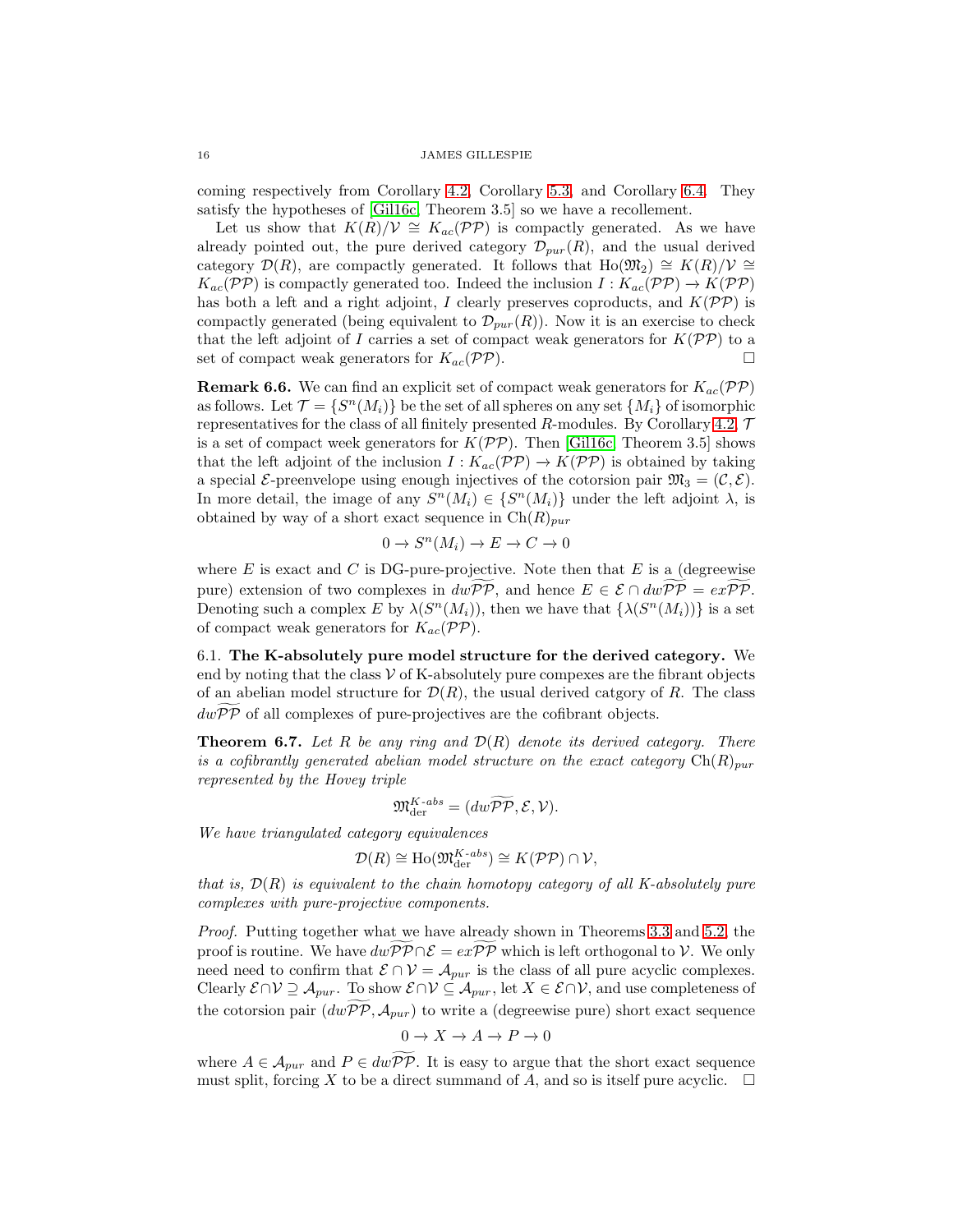coming respectively from Corollary 4.2, Corollary 5.3, and Corollary 6.4. They satisfy the hypotheses of [Gil16c, Theorem 3.5] so we have a recollement.

Let us show that $K(R)/\mathcal{V} \cong K_{ac}(\mathcal{PP})$ is compactly generated. As we have already pointed out, the pure derived category $\mathcal{D}_{pur}(R)$, and the usual derived category $\mathcal{D}(R)$, are compactly generated. It follows that $\mathrm{Ho}(\mathfrak{M}_2) \cong K(R)/\mathcal{V} \cong K_{ac}(\mathcal{PP})$ is compactly generated too. Indeed the inclusion $I : K_{ac}(\mathcal{PP}) \to K(\mathcal{PP})$ has both a left and a right adjoint, $I$ clearly preserves coproducts, and $K(\mathcal{PP})$ is compactly generated (being equivalent to $\mathcal{D}_{pur}(R)$). Now it is an exercise to check that the left adjoint of $I$ carries a set of compact weak generators for $K(\mathcal{PP})$ to a set of compact weak generators for $K_{ac}(\mathcal{PP})$. $\square$

**Remark 6.6.** We can find an explicit set of compact weak generators for $K_{ac}(\mathcal{PP})$ as follows. Let $\mathcal{T} = \{S^n(M_i)\}$ be the set of all spheres on any set $\{M_i\}$ of isomorphic representatives for the class of all finitely presented $R$-modules. By Corollary 4.2, $\mathcal{T}$ is a set of compact week generators for $K(\mathcal{PP})$. Then [Gil16c, Theorem 3.5] shows that the left adjoint of the inclusion $I : K_{ac}(\mathcal{PP}) \to K(\mathcal{PP})$ is obtained by taking a special $\mathcal{E}$-preenvelope using enough injectives of the cotorsion pair $\mathfrak{M}_3 = (\mathcal{C}, \mathcal{E})$. In more detail, the image of any $S^n(M_i) \in \{S^n(M_i)\}$ under the left adjoint $\lambda$, is obtained by way of a short exact sequence in $\mathrm{Ch}(R)_{pur}$

$$0 \to S^n(M_i) \to E \to C \to 0$$

where $E$ is exact and $C$ is DG-pure-projective. Note then that $E$ is a (degreewise pure) extension of two complexes in $dw\widetilde{\mathcal{PP}}$, and hence $E \in \mathcal{E} \cap dw\widetilde{\mathcal{PP}} = ex\widetilde{\mathcal{PP}}$. Denoting such a complex $E$ by $\lambda(S^n(M_i))$, then we have that $\{\lambda(S^n(M_i))\}$ is a set of compact weak generators for $K_{ac}(\mathcal{PP})$.

6.1. **The K-absolutely pure model structure for the derived category.** We end by noting that the class $\mathcal{V}$ of K-absolutely pure compexes are the fibrant objects of an abelian model structure for $\mathcal{D}(R)$, the usual derived catgory of $R$. The class $dw\widetilde{\mathcal{PP}}$ of all complexes of pure-projectives are the cofibrant objects.

**Theorem 6.7.** *Let $R$ be any ring and $\mathcal{D}(R)$ denote its derived category. There is a cofibrantly generated abelian model structure on the exact category $\mathrm{Ch}(R)_{pur}$ represented by the Hovey triple*

$$\mathfrak{M}^{K\text{-}abs}_{\mathrm{der}} = (dw\widetilde{\mathcal{PP}}, \mathcal{E}, \mathcal{V}).$$

*We have triangulated category equivalences*

$$\mathcal{D}(R) \cong \mathrm{Ho}(\mathfrak{M}^{K\text{-}abs}_{\mathrm{der}}) \cong K(\mathcal{PP}) \cap \mathcal{V},$$

*that is, $\mathcal{D}(R)$ is equivalent to the chain homotopy category of all K-absolutely pure complexes with pure-projective components.*

*Proof.* Putting together what we have already shown in Theorems 3.3 and 5.2, the proof is routine. We have $dw\widetilde{\mathcal{PP}} \cap \mathcal{E} = ex\widetilde{\mathcal{PP}}$ which is left orthogonal to $\mathcal{V}$. We only need need to confirm that $\mathcal{E} \cap \mathcal{V} = \mathcal{A}_{pur}$ is the class of all pure acyclic complexes. Clearly $\mathcal{E} \cap \mathcal{V} \supseteq \mathcal{A}_{pur}$. To show $\mathcal{E} \cap \mathcal{V} \subseteq \mathcal{A}_{pur}$, let $X \in \mathcal{E} \cap \mathcal{V}$, and use completeness of the cotorsion pair $(dw\widetilde{\mathcal{PP}}, \mathcal{A}_{pur})$ to write a (degreewise pure) short exact sequence

$$0 \to X \to A \to P \to 0$$

where $A \in \mathcal{A}_{pur}$ and $P \in dw\widetilde{\mathcal{PP}}$. It is easy to argue that the short exact sequence must split, forcing $X$ to be a direct summand of $A$, and so is itself pure acyclic. $\square$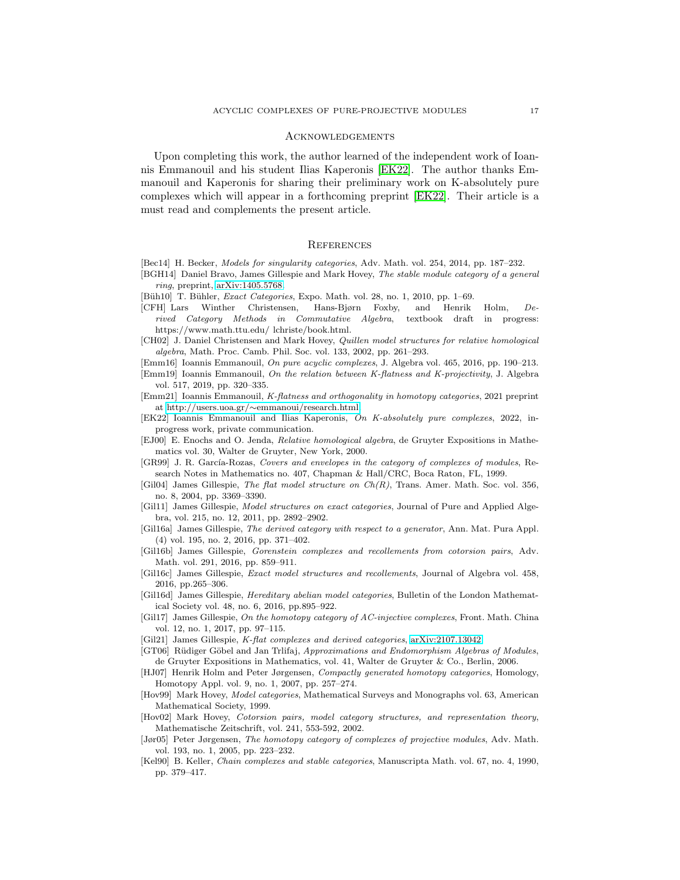## Acknowledgements

Upon completing this work, the author learned of the independent work of Ioannis Emmanouil and his student Ilias Kaperonis [EK22]. The author thanks Emmanouil and Kaperonis for sharing their preliminary work on K-absolutely pure complexes which will appear in a forthcoming preprint [EK22]. Their article is a must read and complements the present article.

## References

[Bec14] H. Becker, *Models for singularity categories*, Adv. Math. vol. 254, 2014, pp. 187–232.

[BGH14] Daniel Bravo, James Gillespie and Mark Hovey, *The stable module category of a general ring*, preprint, arXiv:1405.5768.

[Büh10] T. Bühler, *Exact Categories*, Expo. Math. vol. 28, no. 1, 2010, pp. 1–69.

[CFH] Lars Winther Christensen, Hans-Bjørn Foxby, and Henrik Holm, *Derived Category Methods in Commutative Algebra*, textbook draft in progress: https://www.math.ttu.edu/ lchriste/book.html.

[CH02] J. Daniel Christensen and Mark Hovey, *Quillen model structures for relative homological algebra*, Math. Proc. Camb. Phil. Soc. vol. 133, 2002, pp. 261–293.

[Emm16] Ioannis Emmanouil, *On pure acyclic complexes*, J. Algebra vol. 465, 2016, pp. 190–213.

[Emm19] Ioannis Emmanouil, *On the relation between K-flatness and K-projectivity*, J. Algebra vol. 517, 2019, pp. 320–335.

[Emm21] Ioannis Emmanouil, *K-flatness and orthogonality in homotopy categories*, 2021 preprint at http://users.uoa.gr/∼emmanoui/research.html.

[EK22] Ioannis Emmanouil and Ilias Kaperonis, *On K-absolutely pure complexes*, 2022, in-progress work, private communication.

[EJ00] E. Enochs and O. Jenda, *Relative homological algebra*, de Gruyter Expositions in Mathematics vol. 30, Walter de Gruyter, New York, 2000.

[GR99] J. R. García-Rozas, *Covers and envelopes in the category of complexes of modules*, Research Notes in Mathematics no. 407, Chapman & Hall/CRC, Boca Raton, FL, 1999.

[Gil04] James Gillespie, *The flat model structure on Ch(R)*, Trans. Amer. Math. Soc. vol. 356, no. 8, 2004, pp. 3369–3390.

[Gil11] James Gillespie, *Model structures on exact categories*, Journal of Pure and Applied Algebra, vol. 215, no. 12, 2011, pp. 2892–2902.

[Gil16a] James Gillespie, *The derived category with respect to a generator*, Ann. Mat. Pura Appl. (4) vol. 195, no. 2, 2016, pp. 371–402.

[Gil16b] James Gillespie, *Gorenstein complexes and recollements from cotorsion pairs*, Adv. Math. vol. 291, 2016, pp. 859–911.

[Gil16c] James Gillespie, *Exact model structures and recollements*, Journal of Algebra vol. 458, 2016, pp.265–306.

[Gil16d] James Gillespie, *Hereditary abelian model categories*, Bulletin of the London Mathematical Society vol. 48, no. 6, 2016, pp.895–922.

[Gil17] James Gillespie, *On the homotopy category of AC-injective complexes*, Front. Math. China vol. 12, no. 1, 2017, pp. 97–115.

[Gil21] James Gillespie, *K-flat complexes and derived categories*, arXiv:2107.13042.

[GT06] Rüdiger Göbel and Jan Trlifaj, *Approximations and Endomorphism Algebras of Modules*, de Gruyter Expositions in Mathematics, vol. 41, Walter de Gruyter & Co., Berlin, 2006.

[HJ07] Henrik Holm and Peter Jørgensen, *Compactly generated homotopy categories*, Homology, Homotopy Appl. vol. 9, no. 1, 2007, pp. 257–274.

[Hov99] Mark Hovey, *Model categories*, Mathematical Surveys and Monographs vol. 63, American Mathematical Society, 1999.

[Hov02] Mark Hovey, *Cotorsion pairs, model category structures, and representation theory*, Mathematische Zeitschrift, vol. 241, 553-592, 2002.

[Jør05] Peter Jørgensen, *The homotopy category of complexes of projective modules*, Adv. Math. vol. 193, no. 1, 2005, pp. 223–232.

[Kel90] B. Keller, *Chain complexes and stable categories*, Manuscripta Math. vol. 67, no. 4, 1990, pp. 379–417.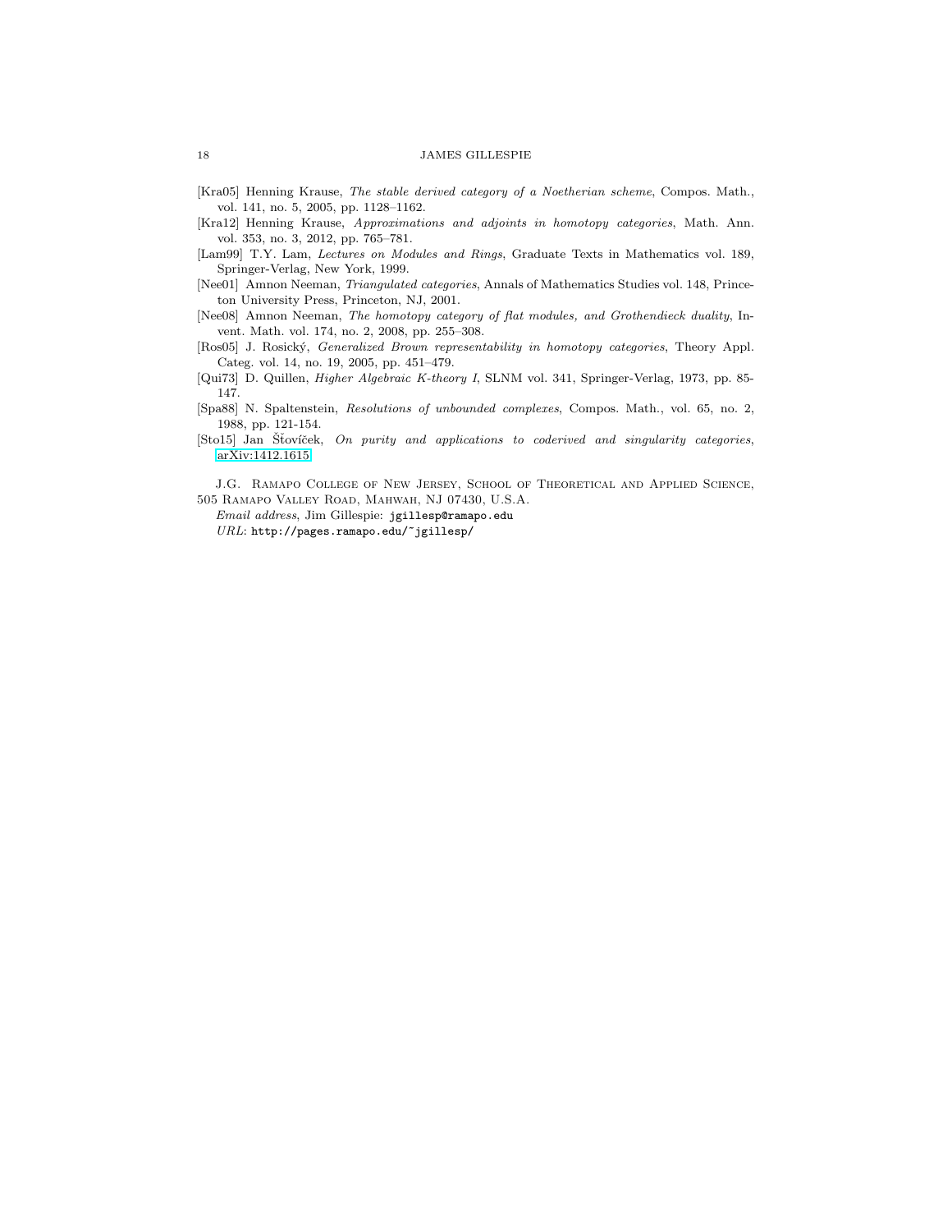[Kra05] Henning Krause, *The stable derived category of a Noetherian scheme*, Compos. Math., vol. 141, no. 5, 2005, pp. 1128–1162.

[Kra12] Henning Krause, *Approximations and adjoints in homotopy categories*, Math. Ann. vol. 353, no. 3, 2012, pp. 765–781.

[Lam99] T.Y. Lam, *Lectures on Modules and Rings*, Graduate Texts in Mathematics vol. 189, Springer-Verlag, New York, 1999.

[Nee01] Amnon Neeman, *Triangulated categories*, Annals of Mathematics Studies vol. 148, Princeton University Press, Princeton, NJ, 2001.

[Nee08] Amnon Neeman, *The homotopy category of flat modules, and Grothendieck duality*, Invent. Math. vol. 174, no. 2, 2008, pp. 255–308.

[Ros05] J. Rosický, *Generalized Brown representability in homotopy categories*, Theory Appl. Categ. vol. 14, no. 19, 2005, pp. 451–479.

[Qui73] D. Quillen, *Higher Algebraic K-theory I*, SLNM vol. 341, Springer-Verlag, 1973, pp. 85-147.

[Spa88] N. Spaltenstein, *Resolutions of unbounded complexes*, Compos. Math., vol. 65, no. 2, 1988, pp. 121-154.

[Sto15] Jan Šťovíček, *On purity and applications to coderived and singularity categories*, arXiv:1412.1615.

J.G. Ramapo College of New Jersey, School of Theoretical and Applied Science, 505 Ramapo Valley Road, Mahwah, NJ 07430, U.S.A.

*Email address*, Jim Gillespie: jgillesp@ramapo.edu

*URL*: http://pages.ramapo.edu/~jgillesp/